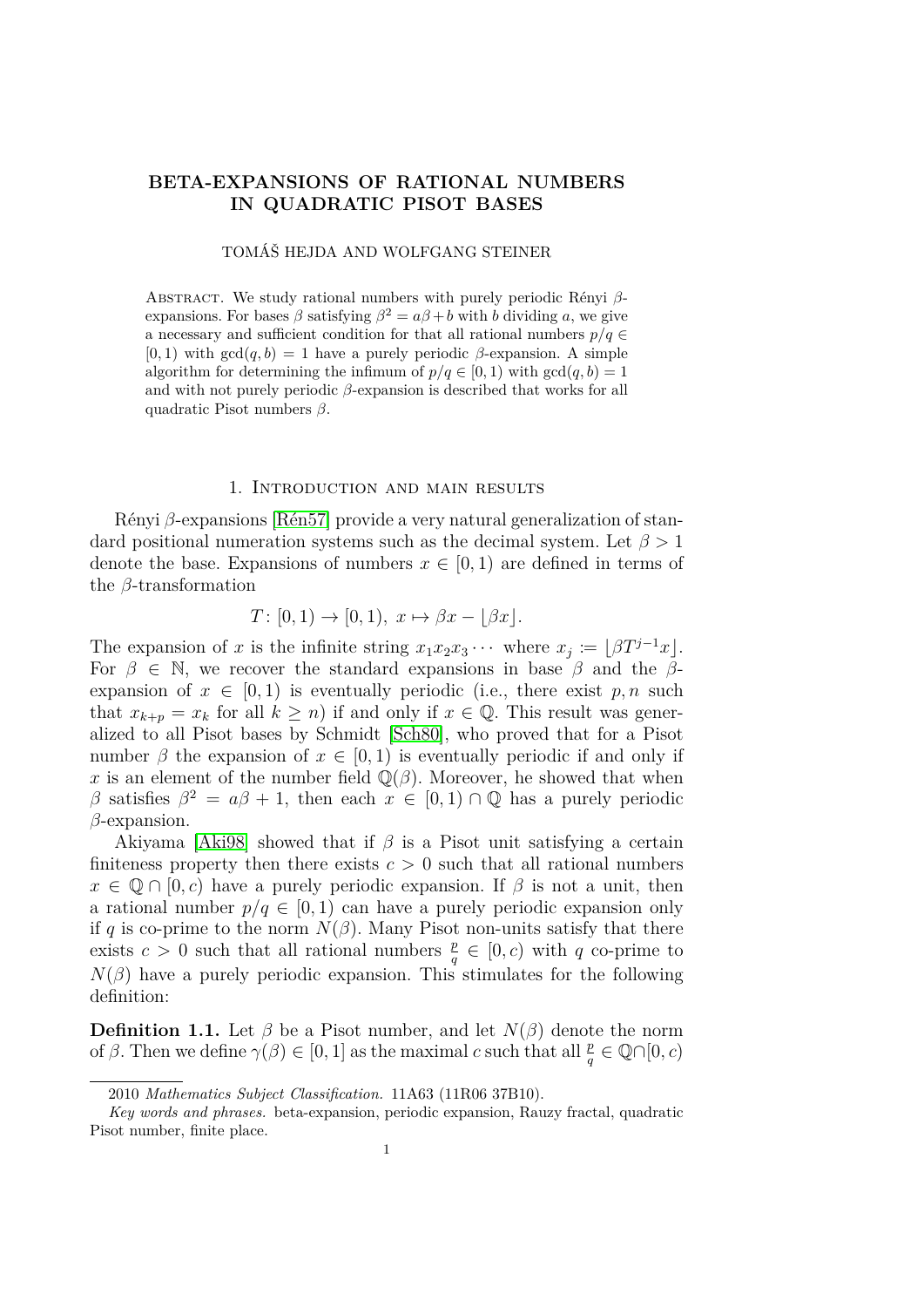# BETA-EXPANSIONS OF RATIONAL NUMBERS IN QUADRATIC PISOT BASES

TOMÁŠ HEJDA AND WOLFGANG STEINER

Abstract. We study rational numbers with purely periodic Rényi $\beta$-expansions. For bases $\beta$ satisfying $\beta^2 = a\beta + b$ with $b$ dividing $a$, we give a necessary and sufficient condition for that all rational numbers $p/q \in [0,1)$ with $\gcd(q,b) = 1$ have a purely periodic $\beta$-expansion. A simple algorithm for determining the infimum of $p/q \in [0,1)$ with $\gcd(q,b) = 1$ and with not purely periodic $\beta$-expansion is described that works for all quadratic Pisot numbers $\beta$.

## 1. Introduction and main results

Rényi $\beta$-expansions [Rén57] provide a very natural generalization of standard positional numeration systems such as the decimal system. Let $\beta > 1$ denote the base. Expansions of numbers $x \in [0,1)$ are defined in terms of the $\beta$-transformation

$$T\colon [0,1) \to [0,1),\ x \mapsto \beta x - \lfloor \beta x \rfloor.$$

The expansion of $x$ is the infinite string $x_1 x_2 x_3 \cdots$ where $x_j := \lfloor \beta T^{j-1} x \rfloor$. For $\beta \in \mathbb{N}$, we recover the standard expansions in base $\beta$ and the $\beta$-expansion of $x \in [0,1)$ is eventually periodic (i.e., there exist $p, n$ such that $x_{k+p} = x_k$ for all $k \geq n$) if and only if $x \in \mathbb{Q}$. This result was generalized to all Pisot bases by Schmidt [Sch80], who proved that for a Pisot number $\beta$ the expansion of $x \in [0,1)$ is eventually periodic if and only if $x$ is an element of the number field $\mathbb{Q}(\beta)$. Moreover, he showed that when $\beta$ satisfies $\beta^2 = a\beta + 1$, then each $x \in [0,1) \cap \mathbb{Q}$ has a purely periodic $\beta$-expansion.

Akiyama [Aki98] showed that if $\beta$ is a Pisot unit satisfying a certain finiteness property then there exists $c > 0$ such that all rational numbers $x \in \mathbb{Q} \cap [0,c)$ have a purely periodic expansion. If $\beta$ is not a unit, then a rational number $p/q \in [0,1)$ can have a purely periodic expansion only if $q$ is co-prime to the norm $N(\beta)$. Many Pisot non-units satisfy that there exists $c > 0$ such that all rational numbers $\frac{p}{q} \in [0,c)$ with $q$ co-prime to $N(\beta)$ have a purely periodic expansion. This stimulates for the following definition:

**Definition 1.1.** Let $\beta$ be a Pisot number, and let $N(\beta)$ denote the norm of $\beta$. Then we define $\gamma(\beta) \in [0,1]$ as the maximal $c$ such that all $\frac{p}{q} \in \mathbb{Q} \cap [0,c)$

---

2010 *Mathematics Subject Classification.* 11A63 (11R06 37B10).

*Key words and phrases.* beta-expansion, periodic expansion, Rauzy fractal, quadratic Pisot number, finite place.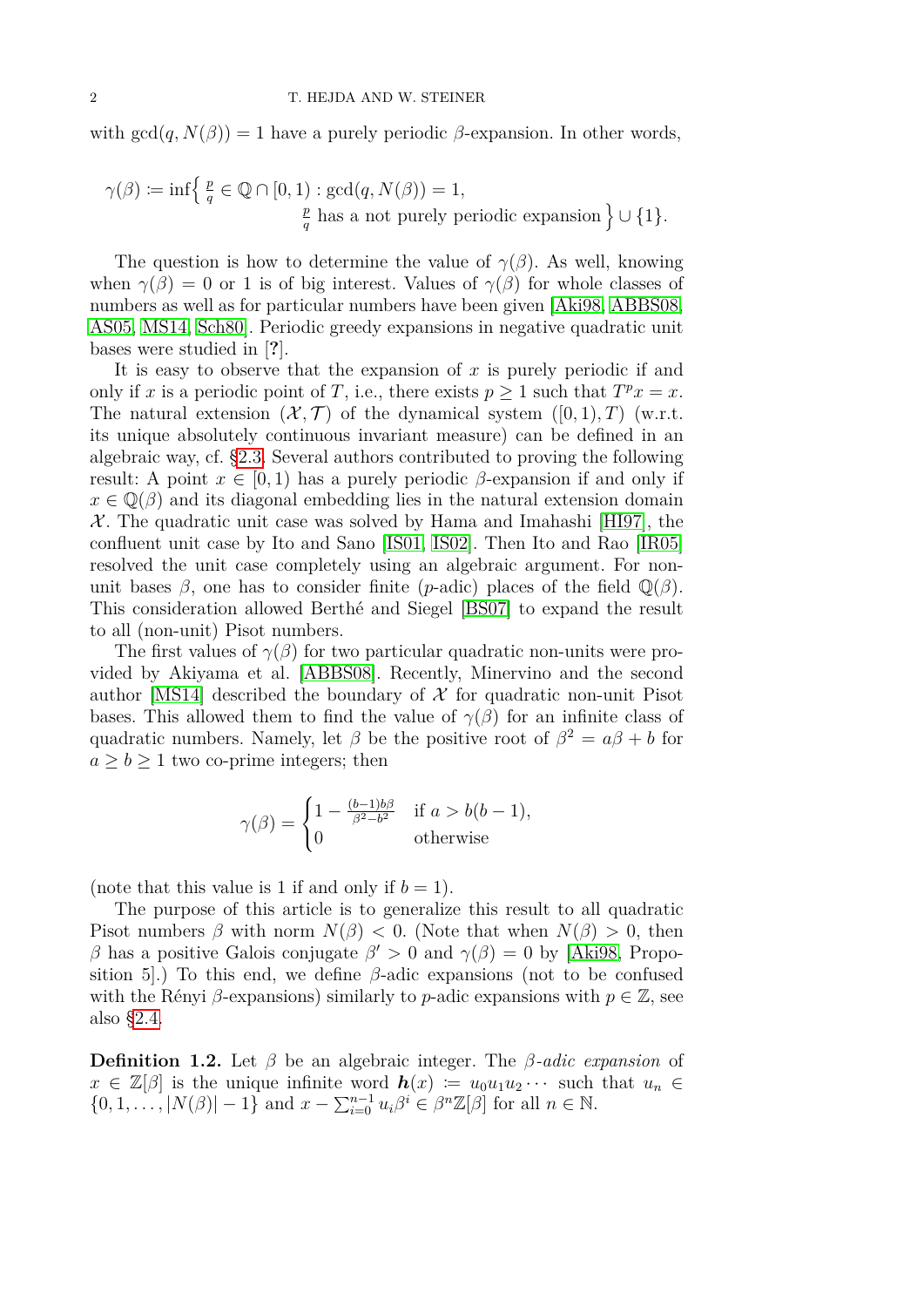with $\gcd(q, N(\beta)) = 1$ have a purely periodic $\beta$-expansion. In other words,

$$\gamma(\beta) := \inf\Big\{ \tfrac{p}{q} \in \mathbb{Q} \cap [0,1) : \gcd(q, N(\beta)) = 1, \\ \tfrac{p}{q} \text{ has a not purely periodic expansion} \Big\} \cup \{1\}.$$

The question is how to determine the value of $\gamma(\beta)$. As well, knowing when $\gamma(\beta) = 0$ or 1 is of big interest. Values of $\gamma(\beta)$ for whole classes of numbers as well as for particular numbers have been given [Aki98, ABBS08, AS05, MS14, Sch80]. Periodic greedy expansions in negative quadratic unit bases were studied in [?].

It is easy to observe that the expansion of $x$ is purely periodic if and only if $x$ is a periodic point of $T$, i.e., there exists $p \geq 1$ such that $T^p x = x$. The natural extension $(\mathcal{X}, \mathcal{T})$ of the dynamical system $([0,1), T)$ (w.r.t. its unique absolutely continuous invariant measure) can be defined in an algebraic way, cf. §2.3. Several authors contributed to proving the following result: A point $x \in [0,1)$ has a purely periodic $\beta$-expansion if and only if $x \in \mathbb{Q}(\beta)$ and its diagonal embedding lies in the natural extension domain $\mathcal{X}$. The quadratic unit case was solved by Hama and Imahashi [HI97], the confluent unit case by Ito and Sano [IS01, IS02]. Then Ito and Rao [IR05] resolved the unit case completely using an algebraic argument. For non-unit bases $\beta$, one has to consider finite ($p$-adic) places of the field $\mathbb{Q}(\beta)$. This consideration allowed Berthé and Siegel [BS07] to expand the result to all (non-unit) Pisot numbers.

The first values of $\gamma(\beta)$ for two particular quadratic non-units were provided by Akiyama et al. [ABBS08]. Recently, Minervino and the second author [MS14] described the boundary of $\mathcal{X}$ for quadratic non-unit Pisot bases. This allowed them to find the value of $\gamma(\beta)$ for an infinite class of quadratic numbers. Namely, let $\beta$ be the positive root of $\beta^2 = a\beta + b$ for $a \geq b \geq 1$ two co-prime integers; then

$$\gamma(\beta) = \begin{cases} 1 - \frac{(b-1)b\beta}{\beta^2 - b^2} & \text{if } a > b(b-1), \\ 0 & \text{otherwise} \end{cases}$$

(note that this value is 1 if and only if $b = 1$).

The purpose of this article is to generalize this result to all quadratic Pisot numbers $\beta$ with norm $N(\beta) < 0$. (Note that when $N(\beta) > 0$, then $\beta$ has a positive Galois conjugate $\beta' > 0$ and $\gamma(\beta) = 0$ by [Aki98, Proposition 5].) To this end, we define $\beta$-adic expansions (not to be confused with the Rényi $\beta$-expansions) similarly to $p$-adic expansions with $p \in \mathbb{Z}$, see also §2.4.

**Definition 1.2.** Let $\beta$ be an algebraic integer. The *$\beta$-adic expansion* of $x \in \mathbb{Z}[\beta]$ is the unique infinite word $\boldsymbol{h}(x) := u_0 u_1 u_2 \cdots$ such that $u_n \in \{0, 1, \ldots, |N(\beta)| - 1\}$ and $x - \sum_{i=0}^{n-1} u_i \beta^i \in \beta^n \mathbb{Z}[\beta]$ for all $n \in \mathbb{N}$.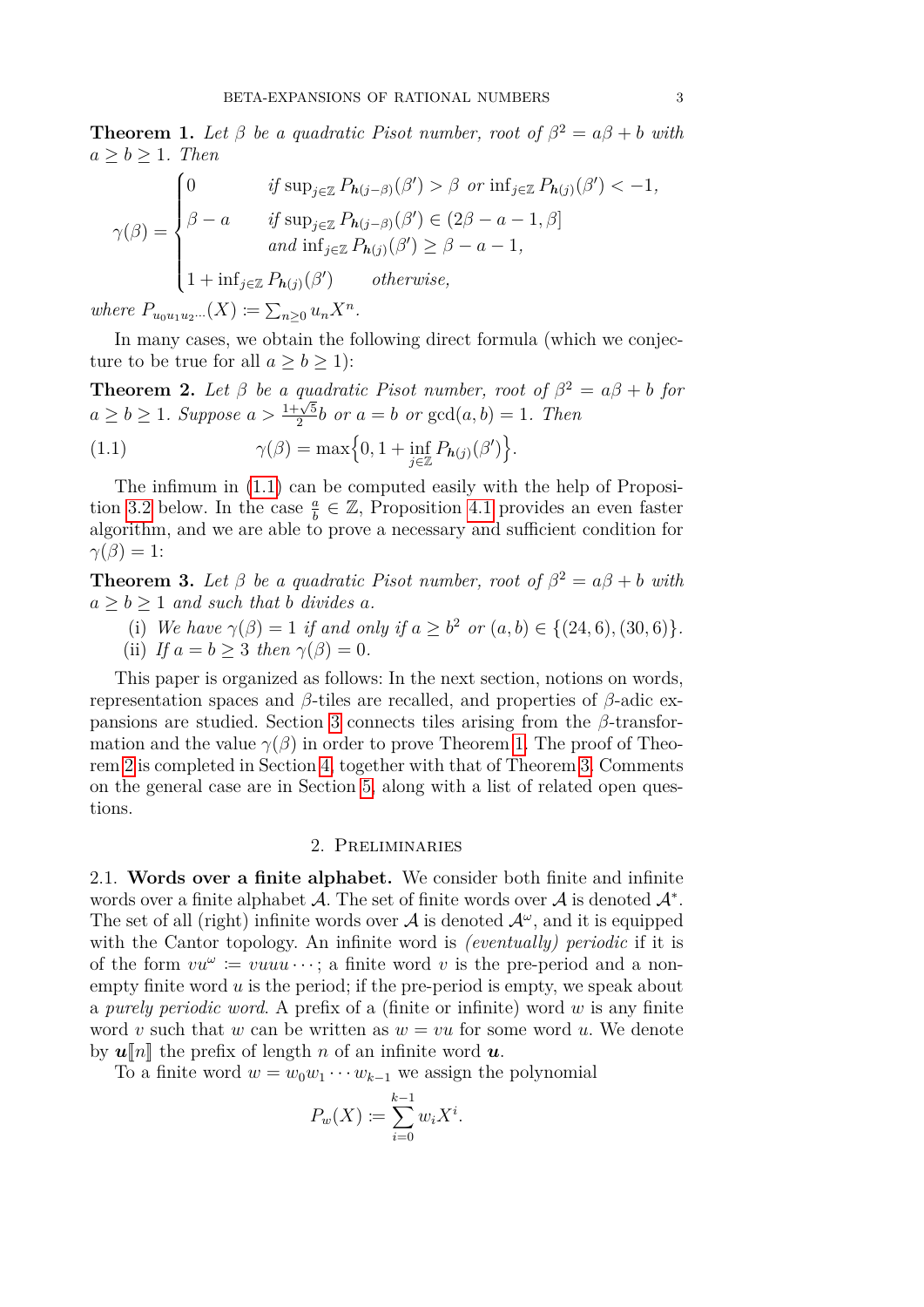**Theorem 1.** *Let $\beta$ be a quadratic Pisot number, root of $\beta^2 = a\beta + b$ with $a \geq b \geq 1$. Then*

$$\gamma(\beta) = \begin{cases} 0 & \text{if } \sup_{j\in\mathbb{Z}} P_{\boldsymbol{h}(j-\beta)}(\beta') > \beta \text{ or } \inf_{j\in\mathbb{Z}} P_{\boldsymbol{h}(j)}(\beta') < -1, \\ \beta - a & \text{if } \sup_{j\in\mathbb{Z}} P_{\boldsymbol{h}(j-\beta)}(\beta') \in (2\beta - a - 1, \beta] \\ & \text{and } \inf_{j\in\mathbb{Z}} P_{\boldsymbol{h}(j)}(\beta') \geq \beta - a - 1, \\ 1 + \inf_{j\in\mathbb{Z}} P_{\boldsymbol{h}(j)}(\beta') & \text{otherwise,} \end{cases}$$

*where $P_{u_0u_1u_2\cdots}(X) \coloneqq \sum_{n\geq 0} u_n X^n$.*

In many cases, we obtain the following direct formula (which we conjecture to be true for all $a \geq b \geq 1$):

**Theorem 2.** *Let $\beta$ be a quadratic Pisot number, root of $\beta^2 = a\beta + b$ for $a \geq b \geq 1$. Suppose $a > \frac{1+\sqrt{5}}{2}b$ or $a = b$ or $\gcd(a, b) = 1$. Then*

$$\gamma(\beta) = \max\Big\{0, 1 + \inf_{j\in\mathbb{Z}} P_{\boldsymbol{h}(j)}(\beta')\Big\}. \tag{1.1}$$

The infimum in (1.1) can be computed easily with the help of Proposition 3.2 below. In the case $\frac{a}{b} \in \mathbb{Z}$, Proposition 4.1 provides an even faster algorithm, and we are able to prove a necessary and sufficient condition for $\gamma(\beta) = 1$:

**Theorem 3.** *Let $\beta$ be a quadratic Pisot number, root of $\beta^2 = a\beta + b$ with $a \geq b \geq 1$ and such that $b$ divides $a$.*

(i) *We have $\gamma(\beta) = 1$ if and only if $a \geq b^2$ or $(a, b) \in \{(24, 6), (30, 6)\}$.*

(ii) *If $a = b \geq 3$ then $\gamma(\beta) = 0$.*

This paper is organized as follows: In the next section, notions on words, representation spaces and $\beta$-tiles are recalled, and properties of $\beta$-adic expansions are studied. Section 3 connects tiles arising from the $\beta$-transformation and the value $\gamma(\beta)$ in order to prove Theorem 1. The proof of Theorem 2 is completed in Section 4, together with that of Theorem 3. Comments on the general case are in Section 5, along with a list of related open questions.

## 2. Preliminaries

2.1. **Words over a finite alphabet.** We consider both finite and infinite words over a finite alphabet $\mathcal{A}$. The set of finite words over $\mathcal{A}$ is denoted $\mathcal{A}^*$. The set of all (right) infinite words over $\mathcal{A}$ is denoted $\mathcal{A}^\omega$, and it is equipped with the Cantor topology. An infinite word is *(eventually) periodic* if it is of the form $vu^\omega \coloneqq vuuu\cdots$; a finite word $v$ is the pre-period and a non-empty finite word $u$ is the period; if the pre-period is empty, we speak about a *purely periodic word*. A prefix of a (finite or infinite) word $w$ is any finite word $v$ such that $w$ can be written as $w = vu$ for some word $u$. We denote by $\boldsymbol{u}[\![n]\!]$ the prefix of length $n$ of an infinite word $\boldsymbol{u}$.

To a finite word $w = w_0w_1\cdots w_{k-1}$ we assign the polynomial

$$P_w(X) \coloneqq \sum_{i=0}^{k-1} w_i X^i.$$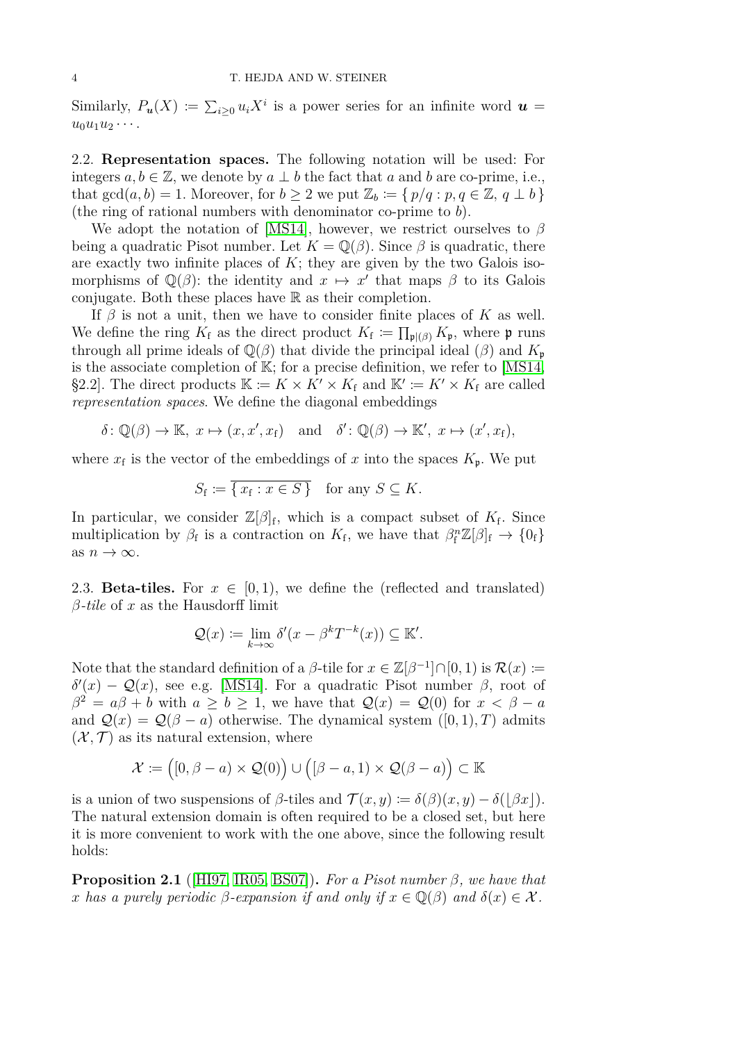Similarly, $P_{\boldsymbol{u}}(X) := \sum_{i\geq 0} u_i X^i$ is a power series for an infinite word $\boldsymbol{u} = u_0 u_1 u_2 \cdots$.

2.2. **Representation spaces.** The following notation will be used: For integers $a, b \in \mathbb{Z}$, we denote by $a \perp b$ the fact that $a$ and $b$ are co-prime, i.e., that $\gcd(a, b) = 1$. Moreover, for $b \geq 2$ we put $\mathbb{Z}_b := \{ p/q : p, q \in \mathbb{Z},\, q \perp b \}$ (the ring of rational numbers with denominator co-prime to $b$).

We adopt the notation of [MS14], however, we restrict ourselves to $\beta$ being a quadratic Pisot number. Let $K = \mathbb{Q}(\beta)$. Since $\beta$ is quadratic, there are exactly two infinite places of $K$; they are given by the two Galois isomorphisms of $\mathbb{Q}(\beta)$: the identity and $x \mapsto x'$ that maps $\beta$ to its Galois conjugate. Both these places have $\mathbb{R}$ as their completion.

If $\beta$ is not a unit, then we have to consider finite places of $K$ as well. We define the ring $K_{\mathrm{f}}$ as the direct product $K_{\mathrm{f}} := \prod_{\mathfrak{p}|(\beta)} K_{\mathfrak{p}}$, where $\mathfrak{p}$ runs through all prime ideals of $\mathbb{Q}(\beta)$ that divide the principal ideal $(\beta)$ and $K_{\mathfrak{p}}$ is the associate completion of $\mathbb{K}$; for a precise definition, we refer to [MS14, §2.2]. The direct products $\mathbb{K} := K \times K' \times K_{\mathrm{f}}$ and $\mathbb{K}' := K' \times K_{\mathrm{f}}$ are called *representation spaces*. We define the diagonal embeddings

$$\delta\colon \mathbb{Q}(\beta) \to \mathbb{K},\ x \mapsto (x, x', x_{\mathrm{f}}) \quad \text{and} \quad \delta'\colon \mathbb{Q}(\beta) \to \mathbb{K}',\ x \mapsto (x', x_{\mathrm{f}}),$$

where $x_{\mathrm{f}}$ is the vector of the embeddings of $x$ into the spaces $K_{\mathfrak{p}}$. We put

$$S_{\mathrm{f}} := \overline{\{ x_{\mathrm{f}} : x \in S \}} \quad \text{for any } S \subseteq K.$$

In particular, we consider $\mathbb{Z}[\beta]_{\mathrm{f}}$, which is a compact subset of $K_{\mathrm{f}}$. Since multiplication by $\beta_{\mathrm{f}}$ is a contraction on $K_{\mathrm{f}}$, we have that $\beta_{\mathrm{f}}^n \mathbb{Z}[\beta]_{\mathrm{f}} \to \{0_{\mathrm{f}}\}$ as $n \to \infty$.

2.3. **Beta-tiles.** For $x \in [0, 1)$, we define the (reflected and translated) $\beta$*-tile* of $x$ as the Hausdorff limit

$$\mathcal{Q}(x) := \lim_{k\to\infty} \delta'(x - \beta^k T^{-k}(x)) \subseteq \mathbb{K}'.$$

Note that the standard definition of a $\beta$-tile for $x \in \mathbb{Z}[\beta^{-1}] \cap [0, 1)$ is $\mathcal{R}(x) := \delta'(x) - \mathcal{Q}(x)$, see e.g. [MS14]. For a quadratic Pisot number $\beta$, root of $\beta^2 = a\beta + b$ with $a \geq b \geq 1$, we have that $\mathcal{Q}(x) = \mathcal{Q}(0)$ for $x < \beta - a$ and $\mathcal{Q}(x) = \mathcal{Q}(\beta - a)$ otherwise. The dynamical system $([0, 1), T)$ admits $(\mathcal{X}, \mathcal{T})$ as its natural extension, where

$$\mathcal{X} := \Big([0, \beta - a) \times \mathcal{Q}(0)\Big) \cup \Big([\beta - a, 1) \times \mathcal{Q}(\beta - a)\Big) \subset \mathbb{K}$$

is a union of two suspensions of $\beta$-tiles and $\mathcal{T}(x, y) := \delta(\beta)(x, y) - \delta(\lfloor \beta x \rfloor)$. The natural extension domain is often required to be a closed set, but here it is more convenient to work with the one above, since the following result holds:

**Proposition 2.1** ([HI97, IR05, BS07])**.** *For a Pisot number $\beta$, we have that $x$ has a purely periodic $\beta$-expansion if and only if $x \in \mathbb{Q}(\beta)$ and $\delta(x) \in \mathcal{X}$.*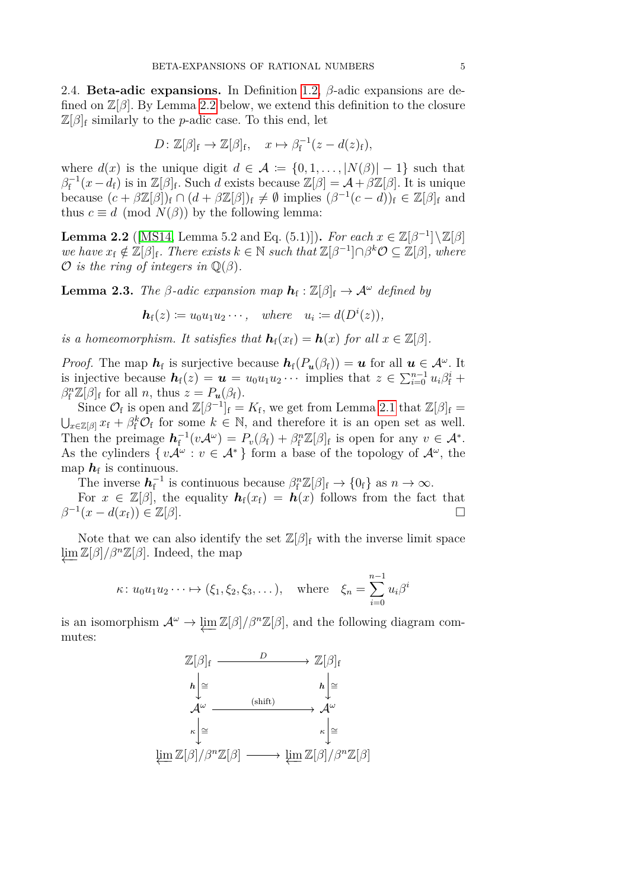2.4. **Beta-adic expansions.** In Definition 1.2, $\beta$-adic expansions are defined on $\mathbb{Z}[\beta]$. By Lemma 2.2 below, we extend this definition to the closure $\mathbb{Z}[\beta]_{\mathrm{f}}$ similarly to the $p$-adic case. To this end, let

$$D\colon \mathbb{Z}[\beta]_{\mathrm{f}} \to \mathbb{Z}[\beta]_{\mathrm{f}}, \quad x \mapsto \beta_{\mathrm{f}}^{-1}(z - d(z)_{\mathrm{f}}),$$

where $d(x)$ is the unique digit $d \in \mathcal{A} := \{0, 1, \dots, |N(\beta)| - 1\}$ such that $\beta_{\mathrm{f}}^{-1}(x - d_{\mathrm{f}})$ is in $\mathbb{Z}[\beta]_{\mathrm{f}}$. Such $d$ exists because $\mathbb{Z}[\beta] = \mathcal{A} + \beta\mathbb{Z}[\beta]$. It is unique because $(c + \beta\mathbb{Z}[\beta])_{\mathrm{f}} \cap (d + \beta\mathbb{Z}[\beta])_{\mathrm{f}} \neq \emptyset$ implies $(\beta^{-1}(c - d))_{\mathrm{f}} \in \mathbb{Z}[\beta]_{\mathrm{f}}$ and thus $c \equiv d \pmod{N(\beta)}$ by the following lemma:

**Lemma 2.2** ([MS14, Lemma 5.2 and Eq. (5.1)])**.** *For each $x \in \mathbb{Z}[\beta^{-1}] \setminus \mathbb{Z}[\beta]$ we have $x_{\mathrm{f}} \notin \mathbb{Z}[\beta]_{\mathrm{f}}$. There exists $k \in \mathbb{N}$ such that $\mathbb{Z}[\beta^{-1}] \cap \beta^k \mathcal{O} \subseteq \mathbb{Z}[\beta]$, where $\mathcal{O}$ is the ring of integers in $\mathbb{Q}(\beta)$.*

**Lemma 2.3.** *The $\beta$-adic expansion map $\boldsymbol{h}_{\mathrm{f}} : \mathbb{Z}[\beta]_{\mathrm{f}} \to \mathcal{A}^\omega$ defined by*

$$\boldsymbol{h}_{\mathrm{f}}(z) := u_0 u_1 u_2 \cdots, \quad \textit{where} \quad u_i := d(D^i(z)),$$

*is a homeomorphism. It satisfies that $\boldsymbol{h}_{\mathrm{f}}(x_{\mathrm{f}}) = \boldsymbol{h}(x)$ for all $x \in \mathbb{Z}[\beta]$.*

*Proof.* The map $\boldsymbol{h}_{\mathrm{f}}$ is surjective because $\boldsymbol{h}_{\mathrm{f}}(P_{\boldsymbol{u}}(\beta_{\mathrm{f}})) = \boldsymbol{u}$ for all $\boldsymbol{u} \in \mathcal{A}^\omega$. It is injective because $\boldsymbol{h}_{\mathrm{f}}(z) = \boldsymbol{u} = u_0 u_1 u_2 \cdots$ implies that $z \in \sum_{i=0}^{n-1} u_i \beta_{\mathrm{f}}^i + \beta_{\mathrm{f}}^n \mathbb{Z}[\beta]_{\mathrm{f}}$ for all $n$, thus $z = P_{\boldsymbol{u}}(\beta_{\mathrm{f}})$.

Since $\mathcal{O}_{\mathrm{f}}$ is open and $\mathbb{Z}[\beta^{-1}]_{\mathrm{f}} = K_{\mathrm{f}}$, we get from Lemma 2.1 that $\mathbb{Z}[\beta]_{\mathrm{f}} = \bigcup_{x \in \mathbb{Z}[\beta]} x_{\mathrm{f}} + \beta_{\mathrm{f}}^k \mathcal{O}_{\mathrm{f}}$ for some $k \in \mathbb{N}$, and therefore it is an open set as well. Then the preimage $\boldsymbol{h}_{\mathrm{f}}^{-1}(v\mathcal{A}^\omega) = P_v(\beta_{\mathrm{f}}) + \beta_{\mathrm{f}}^n \mathbb{Z}[\beta]_{\mathrm{f}}$ is open for any $v \in \mathcal{A}^*$. As the cylinders $\{\, v\mathcal{A}^\omega : v \in \mathcal{A}^* \,\}$ form a base of the topology of $\mathcal{A}^\omega$, the map $\boldsymbol{h}_{\mathrm{f}}$ is continuous.

The inverse $\boldsymbol{h}_{\mathrm{f}}^{-1}$ is continuous because $\beta_{\mathrm{f}}^n \mathbb{Z}[\beta]_{\mathrm{f}} \to \{0_{\mathrm{f}}\}$ as $n \to \infty$.

For $x \in \mathbb{Z}[\beta]$, the equality $\boldsymbol{h}_{\mathrm{f}}(x_{\mathrm{f}}) = \boldsymbol{h}(x)$ follows from the fact that $\beta^{-1}(x - d(x_{\mathrm{f}})) \in \mathbb{Z}[\beta]$. ∎

Note that we can also identify the set $\mathbb{Z}[\beta]_{\mathrm{f}}$ with the inverse limit space $\varprojlim \mathbb{Z}[\beta]/\beta^n \mathbb{Z}[\beta]$. Indeed, the map

$$\kappa\colon u_0 u_1 u_2 \cdots \mapsto (\xi_1, \xi_2, \xi_3, \dots), \quad \text{where} \quad \xi_n = \sum_{i=0}^{n-1} u_i \beta^i$$

is an isomorphism $\mathcal{A}^\omega \to \varprojlim \mathbb{Z}[\beta]/\beta^n \mathbb{Z}[\beta]$, and the following diagram commutes:

$$\begin{array}{ccc}
\mathbb{Z}[\beta]_{\mathrm{f}} & \xrightarrow{\quad D \quad} & \mathbb{Z}[\beta]_{\mathrm{f}} \\
{\scriptstyle \boldsymbol{h}}\big\downarrow{\scriptstyle \cong} & & {\scriptstyle \boldsymbol{h}}\big\downarrow{\scriptstyle \cong} \\
\mathcal{A}^\omega & \xrightarrow{\quad \text{(shift)} \quad} & \mathcal{A}^\omega \\
{\scriptstyle \kappa}\big\downarrow{\scriptstyle \cong} & & {\scriptstyle \kappa}\big\downarrow{\scriptstyle \cong} \\
\varprojlim \mathbb{Z}[\beta]/\beta^n \mathbb{Z}[\beta] & \longrightarrow & \varprojlim \mathbb{Z}[\beta]/\beta^n \mathbb{Z}[\beta]
\end{array}$$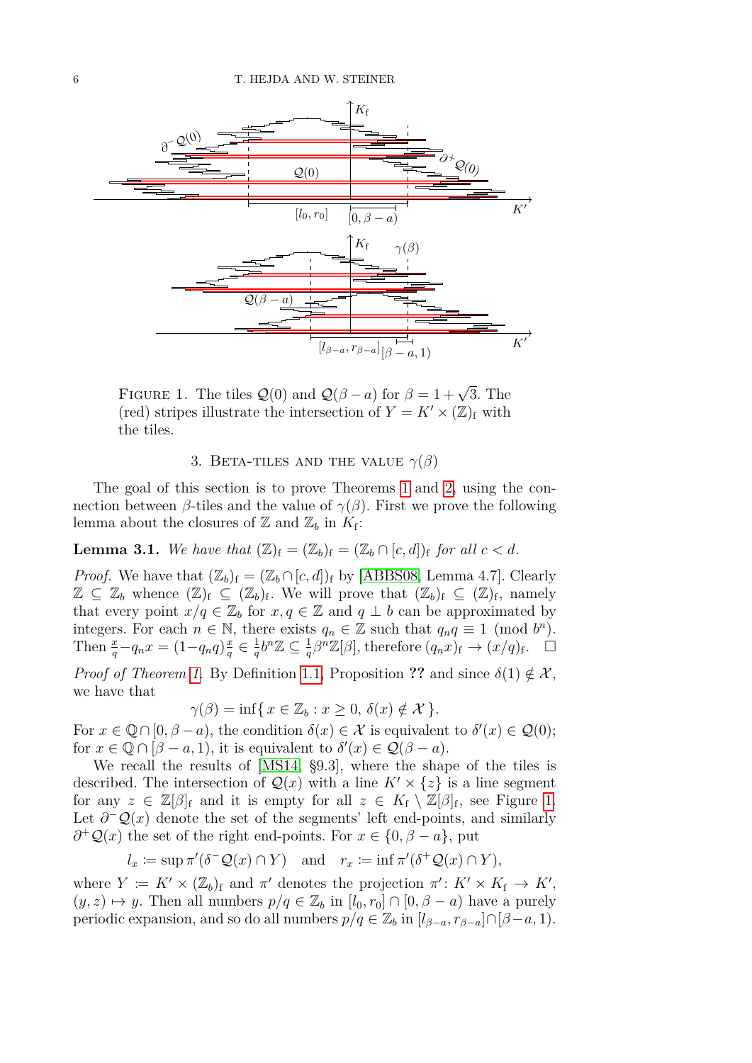FIGURE 1. The tiles $\mathcal{Q}(0)$ and $\mathcal{Q}(\beta - a)$ for $\beta = 1 + \sqrt{3}$. The (red) stripes illustrate the intersection of $Y = K' \times (\mathbb{Z})_{\mathrm{f}}$ with the tiles.

## 3. Beta-tiles and the value $\gamma(\beta)$

The goal of this section is to prove Theorems 1 and 2, using the connection between $\beta$-tiles and the value of $\gamma(\beta)$. First we prove the following lemma about the closures of $\mathbb{Z}$ and $\mathbb{Z}_b$ in $K_{\mathrm{f}}$:

**Lemma 3.1.** *We have that $(\mathbb{Z})_{\mathrm{f}} = (\mathbb{Z}_b)_{\mathrm{f}} = (\mathbb{Z}_b \cap [c,d])_{\mathrm{f}}$ for all $c < d$.*

*Proof.* We have that $(\mathbb{Z}_b)_{\mathrm{f}} = (\mathbb{Z}_b \cap [c,d])_{\mathrm{f}}$ by [ABBS08, Lemma 4.7]. Clearly $\mathbb{Z} \subseteq \mathbb{Z}_b$ whence $(\mathbb{Z})_{\mathrm{f}} \subseteq (\mathbb{Z}_b)_{\mathrm{f}}$. We will prove that $(\mathbb{Z}_b)_{\mathrm{f}} \subseteq (\mathbb{Z})_{\mathrm{f}}$, namely that every point $x/q \in \mathbb{Z}_b$ for $x, q \in \mathbb{Z}$ and $q \perp b$ can be approximated by integers. For each $n \in \mathbb{N}$, there exists $q_n \in \mathbb{Z}$ such that $q_n q \equiv 1 \pmod{b^n}$. Then $\frac{x}{q} - q_n x = (1 - q_n q)\frac{x}{q} \in \frac{1}{q} b^n \mathbb{Z} \subseteq \frac{1}{q}\beta^n \mathbb{Z}[\beta]$, therefore $(q_n x)_{\mathrm{f}} \to (x/q)_{\mathrm{f}}$. $\square$

*Proof of Theorem 1.* By Definition 1.1, Proposition **??** and since $\delta(1) \notin \mathcal{X}$, we have that

$$\gamma(\beta) = \inf\{\, x \in \mathbb{Z}_b : x \geq 0,\ \delta(x) \notin \mathcal{X} \,\}.$$

For $x \in \mathbb{Q} \cap [0, \beta - a)$, the condition $\delta(x) \in \mathcal{X}$ is equivalent to $\delta'(x) \in \mathcal{Q}(0)$; for $x \in \mathbb{Q} \cap [\beta - a, 1)$, it is equivalent to $\delta'(x) \in \mathcal{Q}(\beta - a)$.

We recall the results of [MS14, §9.3], where the shape of the tiles is described. The intersection of $\mathcal{Q}(x)$ with a line $K' \times \{z\}$ is a line segment for any $z \in \mathbb{Z}[\beta]_{\mathrm{f}}$ and it is empty for all $z \in K_{\mathrm{f}} \setminus \mathbb{Z}[\beta]_{\mathrm{f}}$, see Figure 1. Let $\partial^- \mathcal{Q}(x)$ denote the set of the segments' left end-points, and similarly $\partial^+ \mathcal{Q}(x)$ the set of the right end-points. For $x \in \{0, \beta - a\}$, put

$$l_x := \sup \pi'(\delta^- \mathcal{Q}(x) \cap Y) \quad \text{and} \quad r_x := \inf \pi'(\delta^+ \mathcal{Q}(x) \cap Y),$$

where $Y := K' \times (\mathbb{Z}_b)_{\mathrm{f}}$ and $\pi'$ denotes the projection $\pi' \colon K' \times K_{\mathrm{f}} \to K'$, $(y,z) \mapsto y$. Then all numbers $p/q \in \mathbb{Z}_b$ in $[l_0, r_0] \cap [0, \beta - a)$ have a purely periodic expansion, and so do all numbers $p/q \in \mathbb{Z}_b$ in $[l_{\beta-a}, r_{\beta-a}] \cap [\beta - a, 1)$.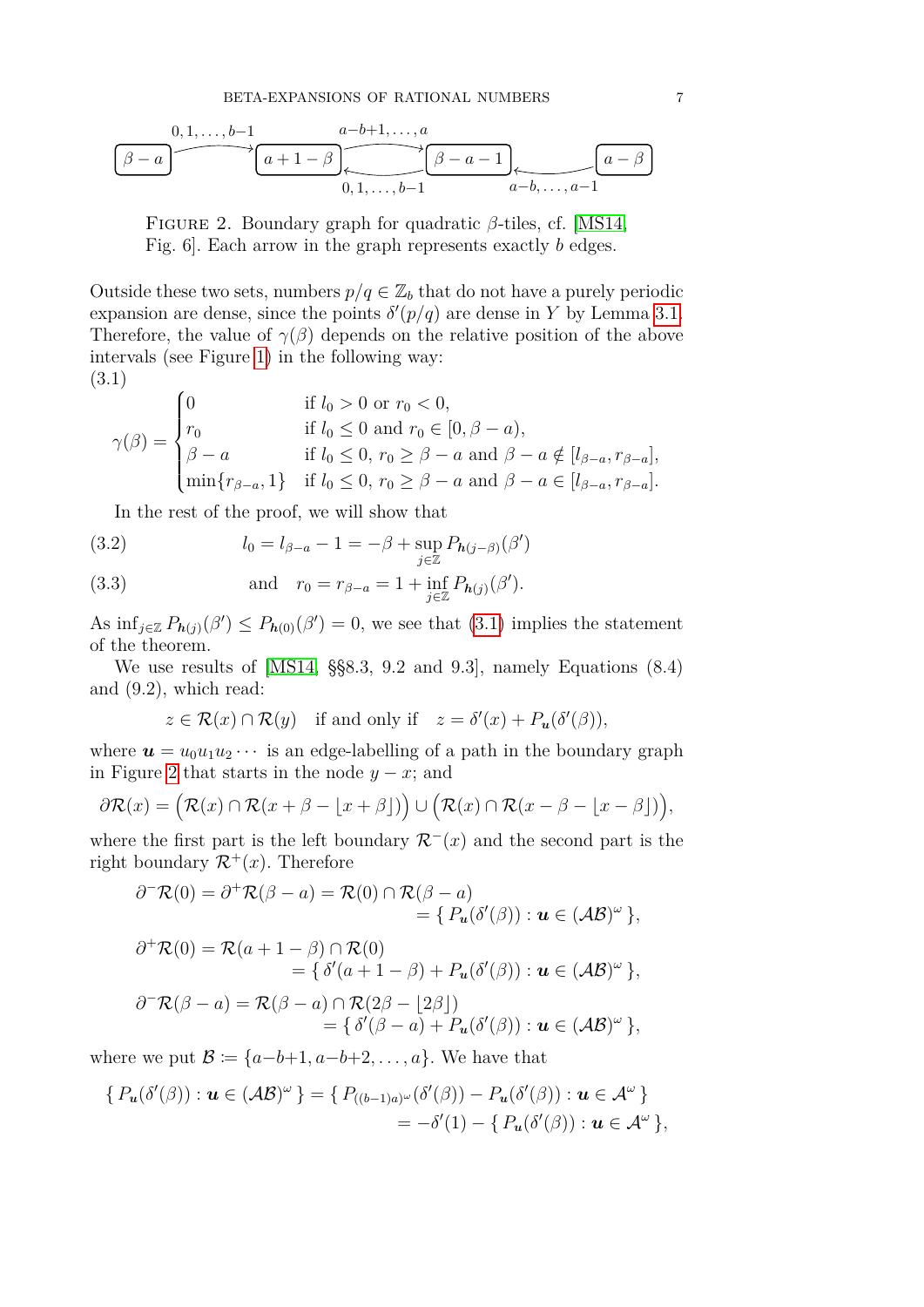$\beta - a$ $\xrightarrow{0,1,\dots,b-1}$ $a+1-\beta$ $\underset{0,1,\dots,b-1}{\overset{a-b+1,\dots,a}{\rightleftarrows}}$ $\beta - a - 1$ $\xleftarrow[a-b,\dots,a-1]{}$ $a - \beta$

Figure 2. Boundary graph for quadratic $\beta$-tiles, cf. [MS14, Fig. 6]. Each arrow in the graph represents exactly $b$ edges.

Outside these two sets, numbers $p/q \in \mathbb{Z}_b$ that do not have a purely periodic expansion are dense, since the points $\delta'(p/q)$ are dense in $Y$ by Lemma 3.1. Therefore, the value of $\gamma(\beta)$ depends on the relative position of the above intervals (see Figure 1) in the following way:

(3.1)

$$\gamma(\beta) = \begin{cases} 0 & \text{if } l_0 > 0 \text{ or } r_0 < 0, \\ r_0 & \text{if } l_0 \le 0 \text{ and } r_0 \in [0, \beta - a), \\ \beta - a & \text{if } l_0 \le 0,\, r_0 \ge \beta - a \text{ and } \beta - a \notin [l_{\beta-a}, r_{\beta-a}], \\ \min\{r_{\beta-a}, 1\} & \text{if } l_0 \le 0,\, r_0 \ge \beta - a \text{ and } \beta - a \in [l_{\beta-a}, r_{\beta-a}]. \end{cases}$$

In the rest of the proof, we will show that

$$l_0 = l_{\beta-a} - 1 = -\beta + \sup_{j\in\mathbb{Z}} P_{\boldsymbol{h}(j-\beta)}(\beta') \tag{3.2}$$

$$\text{and} \quad r_0 = r_{\beta-a} = 1 + \inf_{j\in\mathbb{Z}} P_{\boldsymbol{h}(j)}(\beta'). \tag{3.3}$$

As $\inf_{j\in\mathbb{Z}} P_{\boldsymbol{h}(j)}(\beta') \le P_{\boldsymbol{h}(0)}(\beta') = 0$, we see that (3.1) implies the statement of the theorem.

We use results of [MS14, §§8.3, 9.2 and 9.3], namely Equations (8.4) and (9.2), which read:

$$z \in \mathcal{R}(x) \cap \mathcal{R}(y) \quad \text{if and only if} \quad z = \delta'(x) + P_{\boldsymbol{u}}(\delta'(\beta)),$$

where $\boldsymbol{u} = u_0u_1u_2\cdots$ is an edge-labelling of a path in the boundary graph in Figure 2 that starts in the node $y - x$; and

$$\partial\mathcal{R}(x) = \Big(\mathcal{R}(x) \cap \mathcal{R}(x + \beta - \lfloor x + \beta \rfloor)\Big) \cup \Big(\mathcal{R}(x) \cap \mathcal{R}(x - \beta - \lfloor x - \beta \rfloor)\Big),$$

where the first part is the left boundary $\mathcal{R}^-(x)$ and the second part is the right boundary $\mathcal{R}^+(x)$. Therefore

$$\begin{aligned} \partial^-\mathcal{R}(0) = \partial^+\mathcal{R}(\beta - a) &= \mathcal{R}(0) \cap \mathcal{R}(\beta - a) \\ &= \{\, P_{\boldsymbol{u}}(\delta'(\beta)) : \boldsymbol{u} \in (\mathcal{A}\mathcal{B})^\omega \,\}, \end{aligned}$$

$$\begin{aligned} \partial^+\mathcal{R}(0) &= \mathcal{R}(a + 1 - \beta) \cap \mathcal{R}(0) \\ &= \{\, \delta'(a + 1 - \beta) + P_{\boldsymbol{u}}(\delta'(\beta)) : \boldsymbol{u} \in (\mathcal{A}\mathcal{B})^\omega \,\}, \end{aligned}$$

$$\begin{aligned} \partial^-\mathcal{R}(\beta - a) &= \mathcal{R}(\beta - a) \cap \mathcal{R}(2\beta - \lfloor 2\beta \rfloor) \\ &= \{\, \delta'(\beta - a) + P_{\boldsymbol{u}}(\delta'(\beta)) : \boldsymbol{u} \in (\mathcal{A}\mathcal{B})^\omega \,\}, \end{aligned}$$

where we put $\mathcal{B} \coloneqq \{a-b+1, a-b+2, \dots, a\}$. We have that

$$\begin{aligned} \{\, P_{\boldsymbol{u}}(\delta'(\beta)) : \boldsymbol{u} \in (\mathcal{A}\mathcal{B})^\omega \,\} &= \{\, P_{((b-1)a)^\omega}(\delta'(\beta)) - P_{\boldsymbol{u}}(\delta'(\beta)) : \boldsymbol{u} \in \mathcal{A}^\omega \,\} \\ &= -\delta'(1) - \{\, P_{\boldsymbol{u}}(\delta'(\beta)) : \boldsymbol{u} \in \mathcal{A}^\omega \,\}, \end{aligned}$$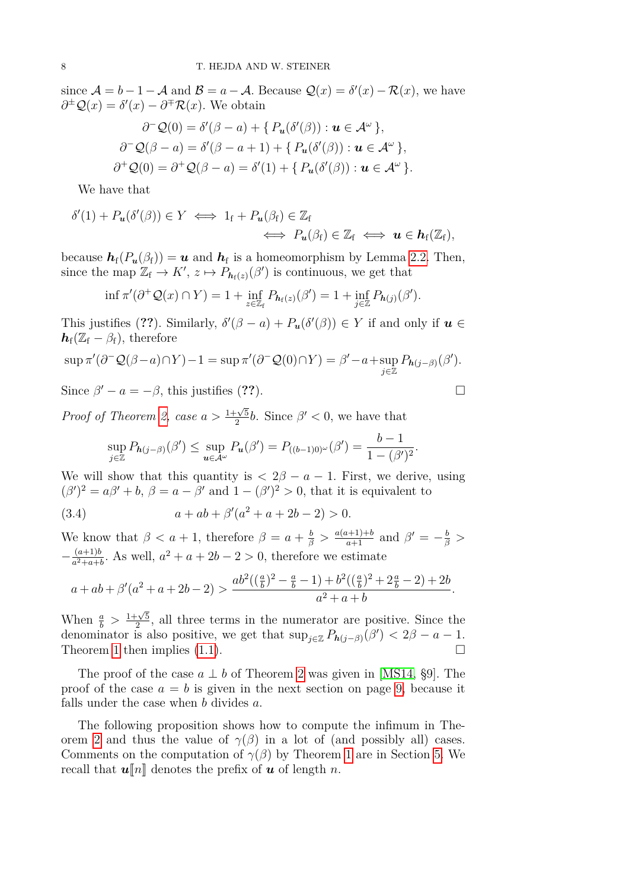since $\mathcal{A} = b-1-\mathcal{A}$ and $\mathcal{B} = a-\mathcal{A}$. Because $\mathcal{Q}(x) = \delta'(x) - \mathcal{R}(x)$, we have $\partial^{\pm}\mathcal{Q}(x) = \delta'(x) - \partial^{\mp}\mathcal{R}(x)$. We obtain

$$\partial^- \mathcal{Q}(0) = \delta'(\beta - a) + \{\, P_{\boldsymbol{u}}(\delta'(\beta)) : \boldsymbol{u} \in \mathcal{A}^\omega \,\},$$
$$\partial^- \mathcal{Q}(\beta - a) = \delta'(\beta - a + 1) + \{\, P_{\boldsymbol{u}}(\delta'(\beta)) : \boldsymbol{u} \in \mathcal{A}^\omega \,\},$$
$$\partial^+ \mathcal{Q}(0) = \partial^+ \mathcal{Q}(\beta - a) = \delta'(1) + \{\, P_{\boldsymbol{u}}(\delta'(\beta)) : \boldsymbol{u} \in \mathcal{A}^\omega \,\}.$$

We have that

$$\delta'(1) + P_{\boldsymbol{u}}(\delta'(\beta)) \in Y \iff 1_{\mathrm{f}} + P_{\boldsymbol{u}}(\beta_{\mathrm{f}}) \in \mathbb{Z}_{\mathrm{f}}$$
$$\iff P_{\boldsymbol{u}}(\beta_{\mathrm{f}}) \in \mathbb{Z}_{\mathrm{f}} \iff \boldsymbol{u} \in \boldsymbol{h}_{\mathrm{f}}(\mathbb{Z}_{\mathrm{f}}),$$

because $\boldsymbol{h}_{\mathrm{f}}(P_{\boldsymbol{u}}(\beta_{\mathrm{f}})) = \boldsymbol{u}$ and $\boldsymbol{h}_{\mathrm{f}}$ is a homeomorphism by Lemma 2.2. Then, since the map $\mathbb{Z}_{\mathrm{f}} \to K'$, $z \mapsto P_{\boldsymbol{h}_{\mathrm{f}}(z)}(\beta')$ is continuous, we get that

$$\inf \pi'(\partial^+ \mathcal{Q}(x) \cap Y) = 1 + \inf_{z \in \mathbb{Z}_{\mathrm{f}}} P_{\boldsymbol{h}_{\mathrm{f}}(z)}(\beta') = 1 + \inf_{j \in \mathbb{Z}} P_{\boldsymbol{h}(j)}(\beta').$$

This justifies (**??**). Similarly, $\delta'(\beta - a) + P_{\boldsymbol{u}}(\delta'(\beta)) \in Y$ if and only if $\boldsymbol{u} \in \boldsymbol{h}_{\mathrm{f}}(\mathbb{Z}_{\mathrm{f}} - \beta_{\mathrm{f}})$, therefore

$$\sup \pi'(\partial^- \mathcal{Q}(\beta - a) \cap Y) - 1 = \sup \pi'(\partial^- \mathcal{Q}(0) \cap Y) = \beta' - a + \sup_{j \in \mathbb{Z}} P_{\boldsymbol{h}(j-\beta)}(\beta').$$

Since $\beta' - a = -\beta$, this justifies (**??**). □

*Proof of Theorem 2, case $a > \frac{1+\sqrt{5}}{2} b$.* Since $\beta' < 0$, we have that

$$\sup_{j \in \mathbb{Z}} P_{\boldsymbol{h}(j-\beta)}(\beta') \le \sup_{\boldsymbol{u} \in \mathcal{A}^\omega} P_{\boldsymbol{u}}(\beta') = P_{((b-1)0)^\omega}(\beta') = \frac{b-1}{1-(\beta')^2}.$$

We will show that this quantity is $< 2\beta - a - 1$. First, we derive, using $(\beta')^2 = a\beta' + b$, $\beta = a - \beta'$ and $1 - (\beta')^2 > 0$, that it is equivalent to

$$a + ab + \beta'(a^2 + a + 2b - 2) > 0. \tag{3.4}$$

We know that $\beta < a + 1$, therefore $\beta = a + \frac{b}{\beta} > \frac{a(a+1)+b}{a+1}$ and $\beta' = -\frac{b}{\beta} > -\frac{(a+1)b}{a^2+a+b}$. As well, $a^2 + a + 2b - 2 > 0$, therefore we estimate

$$a + ab + \beta'(a^2 + a + 2b - 2) > \frac{ab^2((\frac{a}{b})^2 - \frac{a}{b} - 1) + b^2((\frac{a}{b})^2 + 2\frac{a}{b} - 2) + 2b}{a^2 + a + b}.$$

When $\frac{a}{b} > \frac{1+\sqrt{5}}{2}$, all three terms in the numerator are positive. Since the denominator is also positive, we get that $\sup_{j \in \mathbb{Z}} P_{\boldsymbol{h}(j-\beta)}(\beta') < 2\beta - a - 1$. Theorem 1 then implies (1.1). □

The proof of the case $a \perp b$ of Theorem 2 was given in [MS14, §9]. The proof of the case $a = b$ is given in the next section on page 9, because it falls under the case when $b$ divides $a$.

The following proposition shows how to compute the infimum in Theorem 2 and thus the value of $\gamma(\beta)$ in a lot of (and possibly all) cases. Comments on the computation of $\gamma(\beta)$ by Theorem 1 are in Section 5. We recall that $\boldsymbol{u}[\![n]\!]$ denotes the prefix of $\boldsymbol{u}$ of length $n$.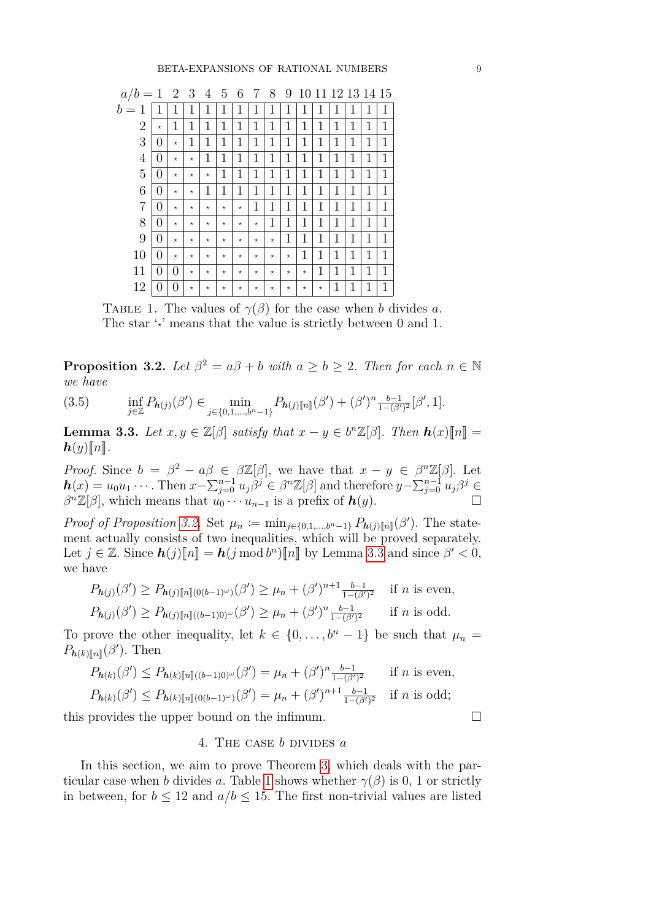| $a/b =$ | 1 | 2 | 3 | 4 | 5 | 6 | 7 | 8 | 9 | 10 | 11 | 12 | 13 | 14 | 15 |
|---|---|---|---|---|---|---|---|---|---|---|---|---|---|---|---|
| $b = 1$ | 1 | 1 | 1 | 1 | 1 | 1 | 1 | 1 | 1 | 1 | 1 | 1 | 1 | 1 | 1 |
| 2 | ⋆ | 1 | 1 | 1 | 1 | 1 | 1 | 1 | 1 | 1 | 1 | 1 | 1 | 1 | 1 |
| 3 | 0 | ⋆ | 1 | 1 | 1 | 1 | 1 | 1 | 1 | 1 | 1 | 1 | 1 | 1 | 1 |
| 4 | 0 | ⋆ | ⋆ | 1 | 1 | 1 | 1 | 1 | 1 | 1 | 1 | 1 | 1 | 1 | 1 |
| 5 | 0 | ⋆ | ⋆ | ⋆ | 1 | 1 | 1 | 1 | 1 | 1 | 1 | 1 | 1 | 1 | 1 |
| 6 | 0 | ⋆ | ⋆ | 1 | 1 | 1 | 1 | 1 | 1 | 1 | 1 | 1 | 1 | 1 | 1 |
| 7 | 0 | ⋆ | ⋆ | ⋆ | ⋆ | ⋆ | 1 | 1 | 1 | 1 | 1 | 1 | 1 | 1 | 1 |
| 8 | 0 | ⋆ | ⋆ | ⋆ | ⋆ | ⋆ | ⋆ | 1 | 1 | 1 | 1 | 1 | 1 | 1 | 1 |
| 9 | 0 | ⋆ | ⋆ | ⋆ | ⋆ | ⋆ | ⋆ | ⋆ | 1 | 1 | 1 | 1 | 1 | 1 | 1 |
| 10 | 0 | ⋆ | ⋆ | ⋆ | ⋆ | ⋆ | ⋆ | ⋆ | ⋆ | 1 | 1 | 1 | 1 | 1 | 1 |
| 11 | 0 | 0 | ⋆ | ⋆ | ⋆ | ⋆ | ⋆ | ⋆ | ⋆ | ⋆ | 1 | 1 | 1 | 1 | 1 |
| 12 | 0 | 0 | ⋆ | ⋆ | ⋆ | ⋆ | ⋆ | ⋆ | ⋆ | ⋆ | ⋆ | 1 | 1 | 1 | 1 |

Table 1. The values of $\gamma(\beta)$ for the case when $b$ divides $a$. The star '⋆' means that the value is strictly between 0 and 1.

**Proposition 3.2.** *Let $\beta^2 = a\beta + b$ with $a \geq b \geq 2$. Then for each $n \in \mathbb{N}$ we have*

$$\inf_{j\in\mathbb{Z}} P_{\boldsymbol{h}(j)}(\beta') \in \min_{j\in\{0,1,\ldots,b^n-1\}} P_{\boldsymbol{h}(j)[\![n]\!]}(\beta') + (\beta')^n \tfrac{b-1}{1-(\beta')^2}[\beta', 1]. \tag{3.5}$$

**Lemma 3.3.** *Let $x, y \in \mathbb{Z}[\beta]$ satisfy that $x - y \in b^n\mathbb{Z}[\beta]$. Then $\boldsymbol{h}(x)[\![n]\!] = \boldsymbol{h}(y)[\![n]\!]$.*

*Proof.* Since $b = \beta^2 - a\beta \in \beta\mathbb{Z}[\beta]$, we have that $x - y \in \beta^n\mathbb{Z}[\beta]$. Let $\boldsymbol{h}(x) = u_0u_1\cdots$. Then $x - \sum_{j=0}^{n-1} u_j\beta^j \in \beta^n\mathbb{Z}[\beta]$ and therefore $y - \sum_{j=0}^{n-1} u_j\beta^j \in \beta^n\mathbb{Z}[\beta]$, which means that $u_0\cdots u_{n-1}$ is a prefix of $\boldsymbol{h}(y)$. □

*Proof of Proposition 3.2.* Set $\mu_n := \min_{j\in\{0,1,\ldots,b^n-1\}} P_{\boldsymbol{h}(j)[\![n]\!]}(\beta')$. The statement actually consists of two inequalities, which will be proved separately. Let $j \in \mathbb{Z}$. Since $\boldsymbol{h}(j)[\![n]\!] = \boldsymbol{h}(j \bmod b^n)[\![n]\!]$ by Lemma 3.3 and since $\beta' < 0$, we have

$$P_{\boldsymbol{h}(j)}(\beta') \geq P_{\boldsymbol{h}(j)[\![n]\!](0(b-1)^\omega)}(\beta') \geq \mu_n + (\beta')^{n+1}\tfrac{b-1}{1-(\beta')^2} \quad \text{if } n \text{ is even},$$
$$P_{\boldsymbol{h}(j)}(\beta') \geq P_{\boldsymbol{h}(j)[\![n]\!]((b-1)0)^\omega}(\beta') \geq \mu_n + (\beta')^{n}\tfrac{b-1}{1-(\beta')^2} \quad \text{if } n \text{ is odd}.$$

To prove the other inequality, let $k \in \{0, \ldots, b^n - 1\}$ be such that $\mu_n = P_{\boldsymbol{h}(k)[\![n]\!]}(\beta')$. Then

$$P_{\boldsymbol{h}(k)}(\beta') \leq P_{\boldsymbol{h}(k)[\![n]\!]((b-1)0)^\omega}(\beta') = \mu_n + (\beta')^{n}\tfrac{b-1}{1-(\beta')^2} \quad \text{if } n \text{ is even},$$
$$P_{\boldsymbol{h}(k)}(\beta') \leq P_{\boldsymbol{h}(k)[\![n]\!](0(b-1)^\omega)}(\beta') = \mu_n + (\beta')^{n+1}\tfrac{b-1}{1-(\beta')^2} \quad \text{if } n \text{ is odd};$$

this provides the upper bound on the infimum. □

## 4. The case $b$ divides $a$

In this section, we aim to prove Theorem 3, which deals with the particular case when $b$ divides $a$. Table 1 shows whether $\gamma(\beta)$ is 0, 1 or strictly in between, for $b \leq 12$ and $a/b \leq 15$. The first non-trivial values are listed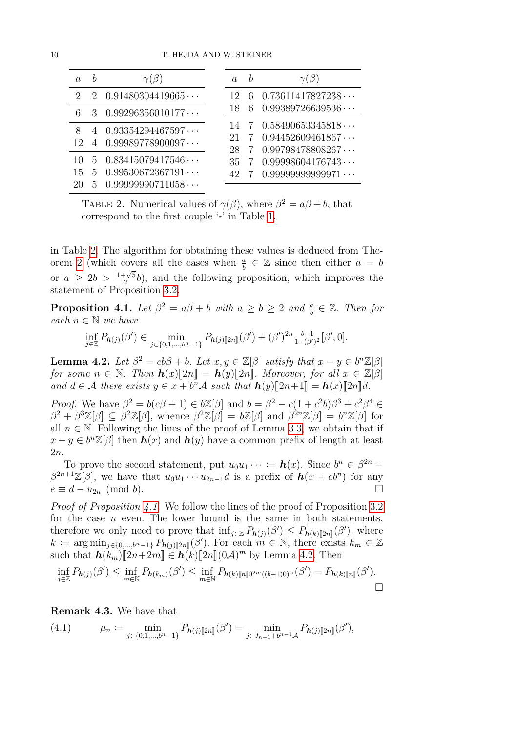| $a$ | $b$ | $\gamma(\beta)$ |
|---|---|---|
| 2 | 2 | $0.91480304419665\cdots$ |
| 6 | 3 | $0.99296356010177\cdots$ |
| 8 | 4 | $0.93354294467597\cdots$ |
| 12 | 4 | $0.99989778900097\cdots$ |
| 10 | 5 | $0.83415079417546\cdots$ |
| 15 | 5 | $0.99530672367191\cdots$ |
| 20 | 5 | $0.99999990711058\cdots$ |

| $a$ | $b$ | $\gamma(\beta)$ |
|---|---|---|
| 12 | 6 | $0.73611417827238\cdots$ |
| 18 | 6 | $0.99389726639536\cdots$ |
| 14 | 7 | $0.58490653345818\cdots$ |
| 21 | 7 | $0.94452609461867\cdots$ |
| 28 | 7 | $0.99798478808267\cdots$ |
| 35 | 7 | $0.99998604176743\cdots$ |
| 42 | 7 | $0.99999999999971\cdots$ |

TABLE 2. Numerical values of $\gamma(\beta)$, where $\beta^2 = a\beta + b$, that correspond to the first couple '$\star$' in Table 1.

in Table 2. The algorithm for obtaining these values is deduced from Theorem 2 (which covers all the cases when $\frac{a}{b} \in \mathbb{Z}$ since then either $a = b$ or $a \geq 2b > \frac{1+\sqrt{5}}{2}b$), and the following proposition, which improves the statement of Proposition 3.2.

**Proposition 4.1.** *Let $\beta^2 = a\beta + b$ with $a \geq b \geq 2$ and $\frac{a}{b} \in \mathbb{Z}$. Then for each $n \in \mathbb{N}$ we have*

$$\inf_{j\in\mathbb{Z}} P_{\boldsymbol{h}(j)}(\beta') \in \min_{j\in\{0,1,\dots,b^n-1\}} P_{\boldsymbol{h}(j)[\![2n]\!]}(\beta') + (\beta')^{2n} \tfrac{b-1}{1-(\beta')^2}[\beta', 0].$$

**Lemma 4.2.** *Let $\beta^2 = cb\beta + b$. Let $x, y \in \mathbb{Z}[\beta]$ satisfy that $x - y \in b^n\mathbb{Z}[\beta]$ for some $n \in \mathbb{N}$. Then $\boldsymbol{h}(x)[\![2n]\!] = \boldsymbol{h}(y)[\![2n]\!]$. Moreover, for all $x \in \mathbb{Z}[\beta]$ and $d \in \mathcal{A}$ there exists $y \in x + b^n\mathcal{A}$ such that $\boldsymbol{h}(y)[\![2n{+}1]\!] = \boldsymbol{h}(x)[\![2n]\!]d$.*

*Proof.* We have $\beta^2 = b(c\beta + 1) \in b\mathbb{Z}[\beta]$ and $b = \beta^2 - c(1 + c^2b)\beta^3 + c^2\beta^4 \in \beta^2 + \beta^3\mathbb{Z}[\beta] \subseteq \beta^2\mathbb{Z}[\beta]$, whence $\beta^2\mathbb{Z}[\beta] = b\mathbb{Z}[\beta]$ and $\beta^{2n}\mathbb{Z}[\beta] = b^n\mathbb{Z}[\beta]$ for all $n \in \mathbb{N}$. Following the lines of the proof of Lemma 3.3, we obtain that if $x - y \in b^n\mathbb{Z}[\beta]$ then $\boldsymbol{h}(x)$ and $\boldsymbol{h}(y)$ have a common prefix of length at least $2n$.

To prove the second statement, put $u_0u_1\cdots := \boldsymbol{h}(x)$. Since $b^n \in \beta^{2n} + \beta^{2n+1}\mathbb{Z}[\beta]$, we have that $u_0u_1\cdots u_{2n-1}d$ is a prefix of $\boldsymbol{h}(x + eb^n)$ for any $e \equiv d - u_{2n} \pmod{b}$. $\square$

*Proof of Proposition 4.1.* We follow the lines of the proof of Proposition 3.2 for the case $n$ even. The lower bound is the same in both statements, therefore we only need to prove that $\inf_{j\in\mathbb{Z}} P_{\boldsymbol{h}(j)}(\beta') \leq P_{\boldsymbol{h}(k)[\![2n]\!]}(\beta')$, where $k := \arg\min_{j\in\{0,\dots,b^n-1\}} P_{\boldsymbol{h}(j)[\![2n]\!]}(\beta')$. For each $m \in \mathbb{N}$, there exists $k_m \in \mathbb{Z}$ such that $\boldsymbol{h}(k_m)[\![2n{+}2m]\!] \in \boldsymbol{h}(k)[\![2n]\!](0\mathcal{A})^m$ by Lemma 4.2. Then

$$\inf_{j\in\mathbb{Z}} P_{\boldsymbol{h}(j)}(\beta') \leq \inf_{m\in\mathbb{N}} P_{\boldsymbol{h}(k_m)}(\beta') \leq \inf_{m\in\mathbb{N}} P_{\boldsymbol{h}(k)[\![n]\!]0^{2m}((b-1)0)^\omega}(\beta') = P_{\boldsymbol{h}(k)[\![n]\!]}(\beta').$$

$\square$

**Remark 4.3.** We have that

$$\mu_n := \min_{j\in\{0,1,\dots,b^n-1\}} P_{\boldsymbol{h}(j)[\![2n]\!]}(\beta') = \min_{j\in J_{n-1}+b^{n-1}\mathcal{A}} P_{\boldsymbol{h}(j)[\![2n]\!]}(\beta'), \tag{4.1}$$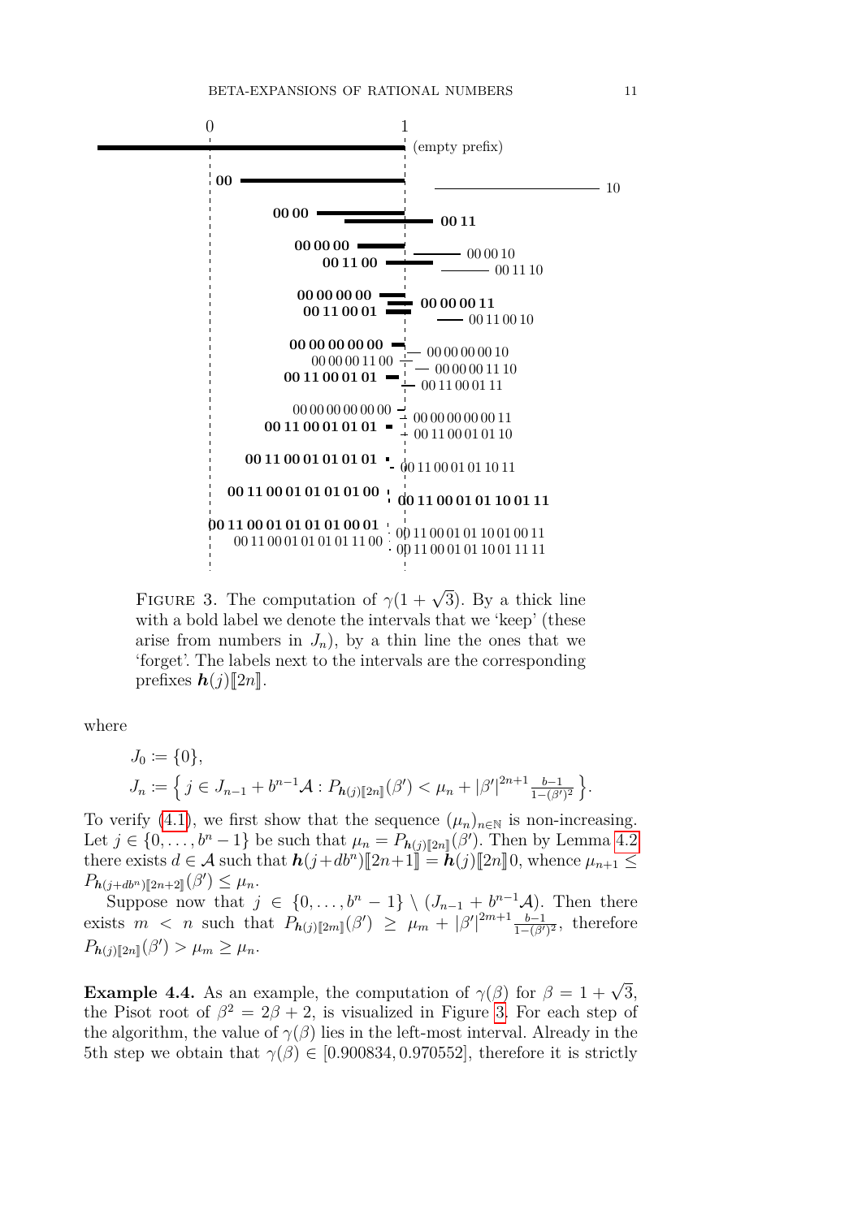FIGURE 3. The computation of $\gamma(1+\sqrt{3})$. By a thick line with a bold label we denote the intervals that we 'keep' (these arise from numbers in $J_n$), by a thin line the ones that we 'forget'. The labels next to the intervals are the corresponding prefixes $\boldsymbol{h}(j)[\![2n]\!]$.

where

$$J_0 := \{0\},$$
$$J_n := \Big\{ j \in J_{n-1} + b^{n-1}\mathcal{A} : P_{\boldsymbol{h}(j)[\![2n]\!]}(\beta') < \mu_n + |\beta'|^{2n+1}\tfrac{b-1}{1-(\beta')^2} \Big\}.$$

To verify (4.1), we first show that the sequence $(\mu_n)_{n\in\mathbb{N}}$ is non-increasing. Let $j \in \{0,\dots,b^n-1\}$ be such that $\mu_n = P_{\boldsymbol{h}(j)[\![2n]\!]}(\beta')$. Then by Lemma 4.2 there exists $d \in \mathcal{A}$ such that $\boldsymbol{h}(j+db^n)[\![2n+1]\!] = \boldsymbol{h}(j)[\![2n]\!]0$, whence $\mu_{n+1} \le P_{\boldsymbol{h}(j+db^n)[\![2n+2]\!]}(\beta') \le \mu_n$.

Suppose now that $j \in \{0,\dots,b^n-1\} \setminus (J_{n-1}+b^{n-1}\mathcal{A})$. Then there exists $m < n$ such that $P_{\boldsymbol{h}(j)[\![2m]\!]}(\beta') \ge \mu_m + |\beta'|^{2m+1}\frac{b-1}{1-(\beta')^2}$, therefore $P_{\boldsymbol{h}(j)[\![2n]\!]}(\beta') > \mu_m \ge \mu_n$.

**Example 4.4.** As an example, the computation of $\gamma(\beta)$ for $\beta = 1+\sqrt{3}$, the Pisot root of $\beta^2 = 2\beta+2$, is visualized in Figure 3. For each step of the algorithm, the value of $\gamma(\beta)$ lies in the left-most interval. Already in the 5th step we obtain that $\gamma(\beta) \in [0.900834, 0.970552]$, therefore it is strictly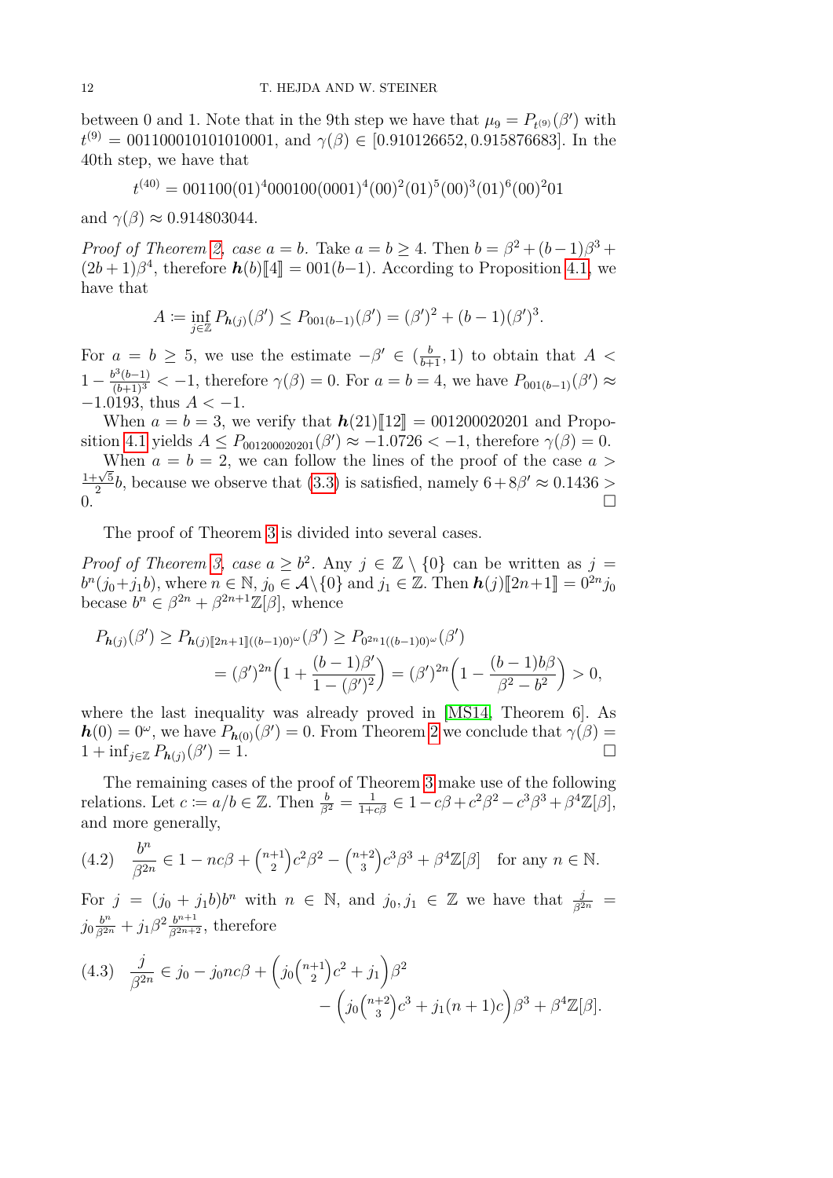between 0 and 1. Note that in the 9th step we have that $\mu_9 = P_{t^{(9)}}(\beta')$ with $t^{(9)} = 001100010101010001$, and $\gamma(\beta) \in [0.910126652, 0.915876683]$. In the 40th step, we have that

$$t^{(40)} = 001100(01)^4000100(0001)^4(00)^2(01)^5(00)^3(01)^6(00)^201$$

and $\gamma(\beta) \approx 0.914803044$.

*Proof of Theorem 2, case $a = b$.* Take $a = b \geq 4$. Then $b = \beta^2 + (b-1)\beta^3 + (2b+1)\beta^4$, therefore $\boldsymbol{h}(b)[\![4]\!] = 001(b-1)$. According to Proposition 4.1, we have that

$$A \coloneqq \inf_{j\in\mathbb{Z}} P_{\boldsymbol{h}(j)}(\beta') \leq P_{001(b-1)}(\beta') = (\beta')^2 + (b-1)(\beta')^3.$$

For $a = b \geq 5$, we use the estimate $-\beta' \in (\frac{b}{b+1}, 1)$ to obtain that $A < 1 - \frac{b^3(b-1)}{(b+1)^3} < -1$, therefore $\gamma(\beta) = 0$. For $a = b = 4$, we have $P_{001(b-1)}(\beta') \approx -1.0193$, thus $A < -1$.

When $a = b = 3$, we verify that $\boldsymbol{h}(21)[\![12]\!] = 001200020201$ and Proposition 4.1 yields $A \leq P_{001200020201}(\beta') \approx -1.0726 < -1$, therefore $\gamma(\beta) = 0$.

When $a = b = 2$, we can follow the lines of the proof of the case $a > \frac{1+\sqrt{5}}{2}b$, because we observe that (3.3) is satisfied, namely $6 + 8\beta' \approx 0.1436 > 0$. $\square$

The proof of Theorem 3 is divided into several cases.

*Proof of Theorem 3, case $a \geq b^2$.* Any $j \in \mathbb{Z}\setminus\{0\}$ can be written as $j = b^n(j_0 + j_1 b)$, where $n \in \mathbb{N}$, $j_0 \in \mathcal{A}\setminus\{0\}$ and $j_1 \in \mathbb{Z}$. Then $\boldsymbol{h}(j)[\![2n+1]\!] = 0^{2n}j_0$ becase $b^n \in \beta^{2n} + \beta^{2n+1}\mathbb{Z}[\beta]$, whence

$$\begin{aligned}
P_{\boldsymbol{h}(j)}(\beta') &\geq P_{\boldsymbol{h}(j)[\![2n+1]\!]((b-1)0)^\omega}(\beta') \geq P_{0^{2n}1((b-1)0)^\omega}(\beta') \\
&= (\beta')^{2n}\Big(1 + \frac{(b-1)\beta'}{1-(\beta')^2}\Big) = (\beta')^{2n}\Big(1 - \frac{(b-1)b\beta}{\beta^2 - b^2}\Big) > 0,
\end{aligned}$$

where the last inequality was already proved in [MS14, Theorem 6]. As $\boldsymbol{h}(0) = 0^\omega$, we have $P_{\boldsymbol{h}(0)}(\beta') = 0$. From Theorem 2 we conclude that $\gamma(\beta) = 1 + \inf_{j\in\mathbb{Z}} P_{\boldsymbol{h}(j)}(\beta') = 1$. $\square$

The remaining cases of the proof of Theorem 3 make use of the following relations. Let $c \coloneqq a/b \in \mathbb{Z}$. Then $\frac{b}{\beta^2} = \frac{1}{1+c\beta} \in 1 - c\beta + c^2\beta^2 - c^3\beta^3 + \beta^4\mathbb{Z}[\beta]$, and more generally,

$$\frac{b^n}{\beta^{2n}} \in 1 - nc\beta + \tbinom{n+1}{2}c^2\beta^2 - \tbinom{n+2}{3}c^3\beta^3 + \beta^4\mathbb{Z}[\beta] \quad \text{for any } n \in \mathbb{N}. \tag{4.2}$$

For $j = (j_0 + j_1 b)b^n$ with $n \in \mathbb{N}$, and $j_0, j_1 \in \mathbb{Z}$ we have that $\frac{j}{\beta^{2n}} = j_0\frac{b^n}{\beta^{2n}} + j_1\beta^2\frac{b^{n+1}}{\beta^{2n+2}}$, therefore

$$\begin{aligned}
\frac{j}{\beta^{2n}} \in j_0 - j_0 nc\beta &+ \Big(j_0\tbinom{n+1}{2}c^2 + j_1\Big)\beta^2 \\
&- \Big(j_0\tbinom{n+2}{3}c^3 + j_1(n+1)c\Big)\beta^3 + \beta^4\mathbb{Z}[\beta].
\end{aligned} \tag{4.3}$$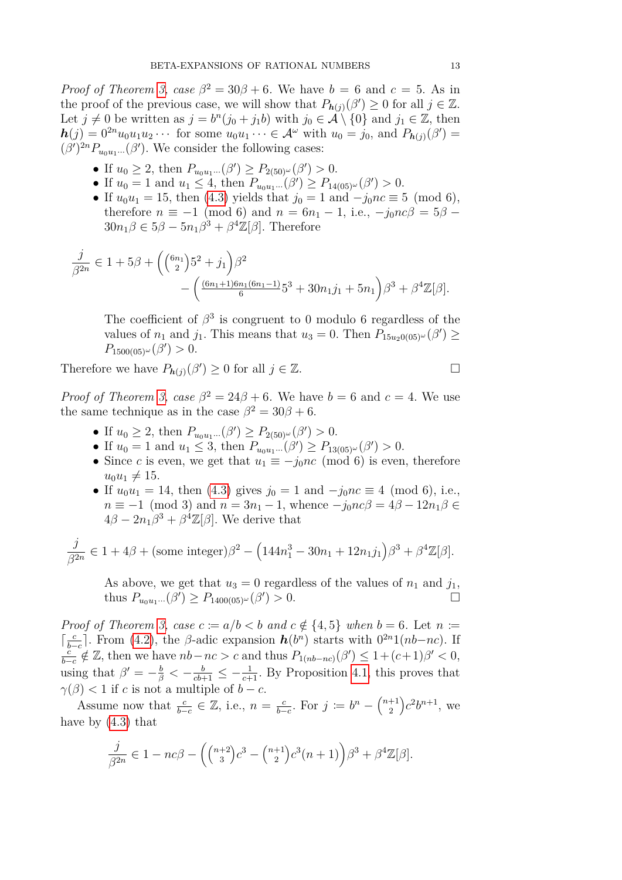*Proof of Theorem 3, case $\beta^2 = 30\beta + 6$.* We have $b = 6$ and $c = 5$. As in the proof of the previous case, we will show that $P_{\boldsymbol{h}(j)}(\beta') \geq 0$ for all $j \in \mathbb{Z}$. Let $j \neq 0$ be written as $j = b^n(j_0 + j_1 b)$ with $j_0 \in \mathcal{A} \setminus \{0\}$ and $j_1 \in \mathbb{Z}$, then $\boldsymbol{h}(j) = 0^{2n} u_0 u_1 u_2 \cdots$ for some $u_0 u_1 \cdots \in \mathcal{A}^\omega$ with $u_0 = j_0$, and $P_{\boldsymbol{h}(j)}(\beta') = (\beta')^{2n} P_{u_0 u_1 \cdots}(\beta')$. We consider the following cases:

- If $u_0 \geq 2$, then $P_{u_0 u_1 \cdots}(\beta') \geq P_{2(50)^\omega}(\beta') > 0$.
- If $u_0 = 1$ and $u_1 \leq 4$, then $P_{u_0 u_1 \cdots}(\beta') \geq P_{14(05)^\omega}(\beta') > 0$.
- If $u_0 u_1 = 15$, then (4.3) yields that $j_0 = 1$ and $-j_0 nc \equiv 5 \pmod 6$, therefore $n \equiv -1 \pmod 6$ and $n = 6n_1 - 1$, i.e., $-j_0 nc\beta = 5\beta - 30n_1\beta \in 5\beta - 5n_1\beta^3 + \beta^4\mathbb{Z}[\beta]$. Therefore

$$\frac{j}{\beta^{2n}} \in 1 + 5\beta + \Big(\tbinom{6n_1}{2} 5^2 + j_1\Big)\beta^2 - \Big(\tfrac{(6n_1+1)6n_1(6n_1-1)}{6} 5^3 + 30n_1 j_1 + 5n_1\Big)\beta^3 + \beta^4\mathbb{Z}[\beta].$$

  The coefficient of $\beta^3$ is congruent to 0 modulo 6 regardless of the values of $n_1$ and $j_1$. This means that $u_3 = 0$. Then $P_{15u_2 0(05)^\omega}(\beta') \geq P_{1500(05)^\omega}(\beta') > 0$.

Therefore we have $P_{\boldsymbol{h}(j)}(\beta') \geq 0$ for all $j \in \mathbb{Z}$. □

*Proof of Theorem 3, case $\beta^2 = 24\beta + 6$.* We have $b = 6$ and $c = 4$. We use the same technique as in the case $\beta^2 = 30\beta + 6$.

- If $u_0 \geq 2$, then $P_{u_0 u_1 \cdots}(\beta') \geq P_{2(50)^\omega}(\beta') > 0$.
- If $u_0 = 1$ and $u_1 \leq 3$, then $P_{u_0 u_1 \cdots}(\beta') \geq P_{13(05)^\omega}(\beta') > 0$.
- Since $c$ is even, we get that $u_1 \equiv -j_0 nc \pmod 6$ is even, therefore $u_0 u_1 \neq 15$.
- If $u_0 u_1 = 14$, then (4.3) gives $j_0 = 1$ and $-j_0 nc \equiv 4 \pmod 6$, i.e., $n \equiv -1 \pmod 3$ and $n = 3n_1 - 1$, whence $-j_0 nc\beta = 4\beta - 12n_1\beta \in 4\beta - 2n_1\beta^3 + \beta^4\mathbb{Z}[\beta]$. We derive that

$$\frac{j}{\beta^{2n}} \in 1 + 4\beta + (\text{some integer})\beta^2 - \Big(144n_1^3 - 30n_1 + 12n_1 j_1\Big)\beta^3 + \beta^4\mathbb{Z}[\beta].$$

  As above, we get that $u_3 = 0$ regardless of the values of $n_1$ and $j_1$, thus $P_{u_0 u_1 \cdots}(\beta') \geq P_{1400(05)^\omega}(\beta') > 0$. □

*Proof of Theorem 3, case $c := a/b < b$ and $c \notin \{4, 5\}$ when $b = 6$.* Let $n := \lceil \frac{c}{b-c} \rceil$. From (4.2), the $\beta$-adic expansion $\boldsymbol{h}(b^n)$ starts with $0^{2n}1(nb-nc)$. If $\frac{c}{b-c} \notin \mathbb{Z}$, then we have $nb - nc > c$ and thus $P_{1(nb-nc)}(\beta') \leq 1 + (c+1)\beta' < 0$, using that $\beta' = -\frac{b}{\beta} < -\frac{b}{cb+1} \leq -\frac{1}{c+1}$. By Proposition 4.1, this proves that $\gamma(\beta) < 1$ if $c$ is not a multiple of $b - c$.

Assume now that $\frac{c}{b-c} \in \mathbb{Z}$, i.e., $n = \frac{c}{b-c}$. For $j := b^n - \binom{n+1}{2} c^2 b^{n+1}$, we have by (4.3) that

$$\frac{j}{\beta^{2n}} \in 1 - nc\beta - \Big(\tbinom{n+2}{3} c^3 - \tbinom{n+1}{2} c^3 (n+1)\Big)\beta^3 + \beta^4\mathbb{Z}[\beta].$$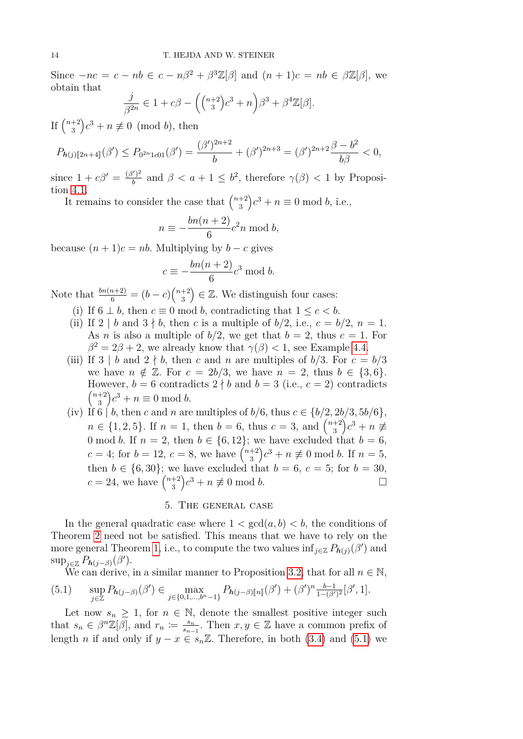Since $-nc = c - nb \in c - n\beta^2 + \beta^3\mathbb{Z}[\beta]$ and $(n+1)c = nb \in \beta\mathbb{Z}[\beta]$, we obtain that

$$\frac{j}{\beta^{2n}} \in 1 + c\beta - \left(\tbinom{n+2}{3}c^3 + n\right)\beta^3 + \beta^4\mathbb{Z}[\beta].$$

If $\binom{n+2}{3}c^3 + n \not\equiv 0 \pmod{b}$, then

$$P_{\boldsymbol{h}(j)[\![2n+4]\!]}(\beta') \le P_{0^{2n}1c01}(\beta') = \frac{(\beta')^{2n+2}}{b} + (\beta')^{2n+3} = (\beta')^{2n+2}\frac{\beta - b^2}{b\beta} < 0,$$

since $1 + c\beta' = \frac{(\beta')^2}{b}$ and $\beta < a+1 \le b^2$, therefore $\gamma(\beta) < 1$ by Proposition 4.1.

It remains to consider the case that $\binom{n+2}{3}c^3 + n \equiv 0 \bmod b$, i.e.,

$$n \equiv -\frac{bn(n+2)}{6}c^2 n \bmod b,$$

because $(n+1)c = nb$. Multiplying by $b - c$ gives

$$c \equiv -\frac{bn(n+2)}{6}c^3 \bmod b.$$

Note that $\frac{bn(n+2)}{6} = (b-c)\binom{n+2}{3} \in \mathbb{Z}$. We distinguish four cases:

(i) If $6 \perp b$, then $c \equiv 0 \bmod b$, contradicting that $1 \le c < b$.

(ii) If $2 \mid b$ and $3 \nmid b$, then $c$ is a multiple of $b/2$, i.e., $c = b/2$, $n = 1$. As $n$ is also a multiple of $b/2$, we get that $b = 2$, thus $c = 1$. For $\beta^2 = 2\beta + 2$, we already know that $\gamma(\beta) < 1$, see Example 4.4.

(iii) If $3 \mid b$ and $2 \nmid b$, then $c$ and $n$ are multiples of $b/3$. For $c = b/3$ we have $n \notin \mathbb{Z}$. For $c = 2b/3$, we have $n = 2$, thus $b \in \{3, 6\}$. However, $b = 6$ contradicts $2 \nmid b$ and $b = 3$ (i.e., $c = 2$) contradicts $\binom{n+2}{3}c^3 + n \equiv 0 \bmod b$.

(iv) If $6 \mid b$, then $c$ and $n$ are multiples of $b/6$, thus $c \in \{b/2, 2b/3, 5b/6\}$, $n \in \{1, 2, 5\}$. If $n = 1$, then $b = 6$, thus $c = 3$, and $\binom{n+2}{3}c^3 + n \not\equiv 0 \bmod b$. If $n = 2$, then $b \in \{6, 12\}$; we have excluded that $b = 6$, $c = 4$; for $b = 12$, $c = 8$, we have $\binom{n+2}{3}c^3 + n \not\equiv 0 \bmod b$. If $n = 5$, then $b \in \{6, 30\}$; we have excluded that $b = 6$, $c = 5$; for $b = 30$, $c = 24$, we have $\binom{n+2}{3}c^3 + n \not\equiv 0 \bmod b$. □

## 5. The general case

In the general quadratic case where $1 < \gcd(a, b) < b$, the conditions of Theorem 2 need not be satisfied. This means that we have to rely on the more general Theorem 1, i.e., to compute the two values $\inf_{j\in\mathbb{Z}} P_{\boldsymbol{h}(j)}(\beta')$ and $\sup_{j\in\mathbb{Z}} P_{\boldsymbol{h}(j-\beta)}(\beta')$.

We can derive, in a similar manner to Proposition 3.2, that for all $n \in \mathbb{N}$,

$$\sup_{j\in\mathbb{Z}} P_{\boldsymbol{h}(j-\beta)}(\beta') \in \max_{j\in\{0,1,\ldots,b^n-1\}} P_{\boldsymbol{h}(j-\beta)[\![n]\!]}(\beta') + (\beta')^n \tfrac{b-1}{1-(\beta')^2}[\beta', 1]. \tag{5.1}$$

Let now $s_n \ge 1$, for $n \in \mathbb{N}$, denote the smallest positive integer such that $s_n \in \beta^n\mathbb{Z}[\beta]$, and $r_n := \frac{s_n}{s_{n-1}}$. Then $x, y \in \mathbb{Z}$ have a common prefix of length $n$ if and only if $y - x \in s_n\mathbb{Z}$. Therefore, in both (3.4) and (5.1) we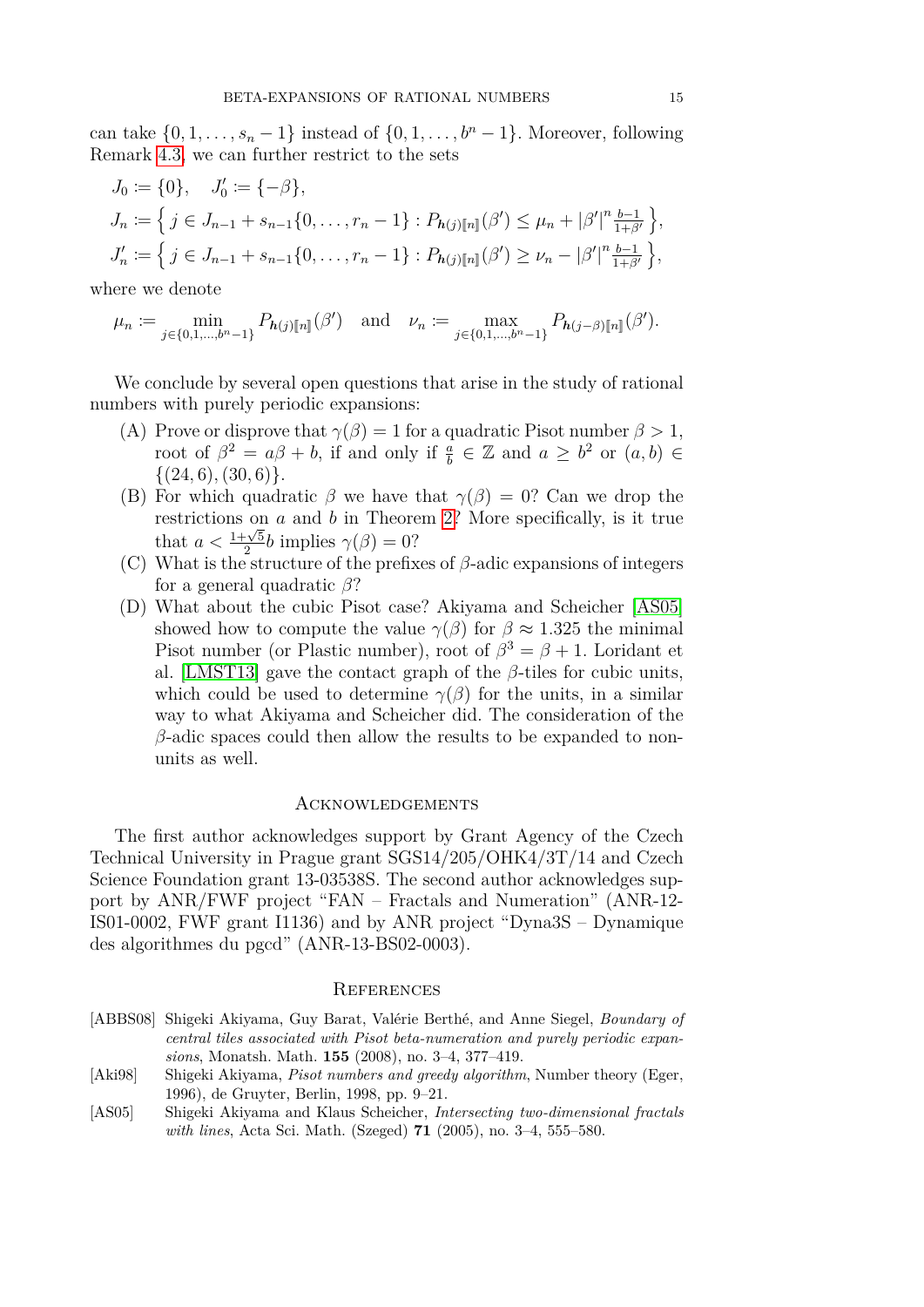can take $\{0, 1, \dots, s_n - 1\}$ instead of $\{0, 1, \dots, b^n - 1\}$. Moreover, following Remark 4.3, we can further restrict to the sets

$$
\begin{aligned}
J_0 &:= \{0\}, \quad J_0' := \{-\beta\}, \\
J_n &:= \Big\{ j \in J_{n-1} + s_{n-1}\{0, \dots, r_n - 1\} : P_{\boldsymbol{h}(j)[\![n]\!]}(\beta') \le \mu_n + |\beta'|^n \tfrac{b-1}{1+\beta'} \Big\}, \\
J_n' &:= \Big\{ j \in J_{n-1} + s_{n-1}\{0, \dots, r_n - 1\} : P_{\boldsymbol{h}(j)[\![n]\!]}(\beta') \ge \nu_n - |\beta'|^n \tfrac{b-1}{1+\beta'} \Big\},
\end{aligned}
$$

where we denote

$$
\mu_n := \min_{j \in \{0,1,\dots,b^n-1\}} P_{\boldsymbol{h}(j)[\![n]\!]}(\beta') \quad \text{and} \quad \nu_n := \max_{j \in \{0,1,\dots,b^n-1\}} P_{\boldsymbol{h}(j-\beta)[\![n]\!]}(\beta').
$$

We conclude by several open questions that arise in the study of rational numbers with purely periodic expansions:

(A) Prove or disprove that $\gamma(\beta) = 1$ for a quadratic Pisot number $\beta > 1$, root of $\beta^2 = a\beta + b$, if and only if $\frac{a}{b} \in \mathbb{Z}$ and $a \ge b^2$ or $(a, b) \in \{(24, 6), (30, 6)\}$.

(B) For which quadratic $\beta$ we have that $\gamma(\beta) = 0$? Can we drop the restrictions on $a$ and $b$ in Theorem 2? More specifically, is it true that $a < \frac{1+\sqrt{5}}{2} b$ implies $\gamma(\beta) = 0$?

(C) What is the structure of the prefixes of $\beta$-adic expansions of integers for a general quadratic $\beta$?

(D) What about the cubic Pisot case? Akiyama and Scheicher [AS05] showed how to compute the value $\gamma(\beta)$ for $\beta \approx 1.325$ the minimal Pisot number (or Plastic number), root of $\beta^3 = \beta + 1$. Loridant et al. [LMST13] gave the contact graph of the $\beta$-tiles for cubic units, which could be used to determine $\gamma(\beta)$ for the units, in a similar way to what Akiyama and Scheicher did. The consideration of the $\beta$-adic spaces could then allow the results to be expanded to non-units as well.

## Acknowledgements

The first author acknowledges support by Grant Agency of the Czech Technical University in Prague grant SGS14/205/OHK4/3T/14 and Czech Science Foundation grant 13-03538S. The second author acknowledges support by ANR/FWF project "FAN – Fractals and Numeration" (ANR-12-IS01-0002, FWF grant I1136) and by ANR project "Dyna3S – Dynamique des algorithmes du pgcd" (ANR-13-BS02-0003).

## References

[ABBS08] Shigeki Akiyama, Guy Barat, Valérie Berthé, and Anne Siegel, *Boundary of central tiles associated with Pisot beta-numeration and purely periodic expansions*, Monatsh. Math. **155** (2008), no. 3–4, 377–419.

[Aki98] Shigeki Akiyama, *Pisot numbers and greedy algorithm*, Number theory (Eger, 1996), de Gruyter, Berlin, 1998, pp. 9–21.

[AS05] Shigeki Akiyama and Klaus Scheicher, *Intersecting two-dimensional fractals with lines*, Acta Sci. Math. (Szeged) **71** (2005), no. 3–4, 555–580.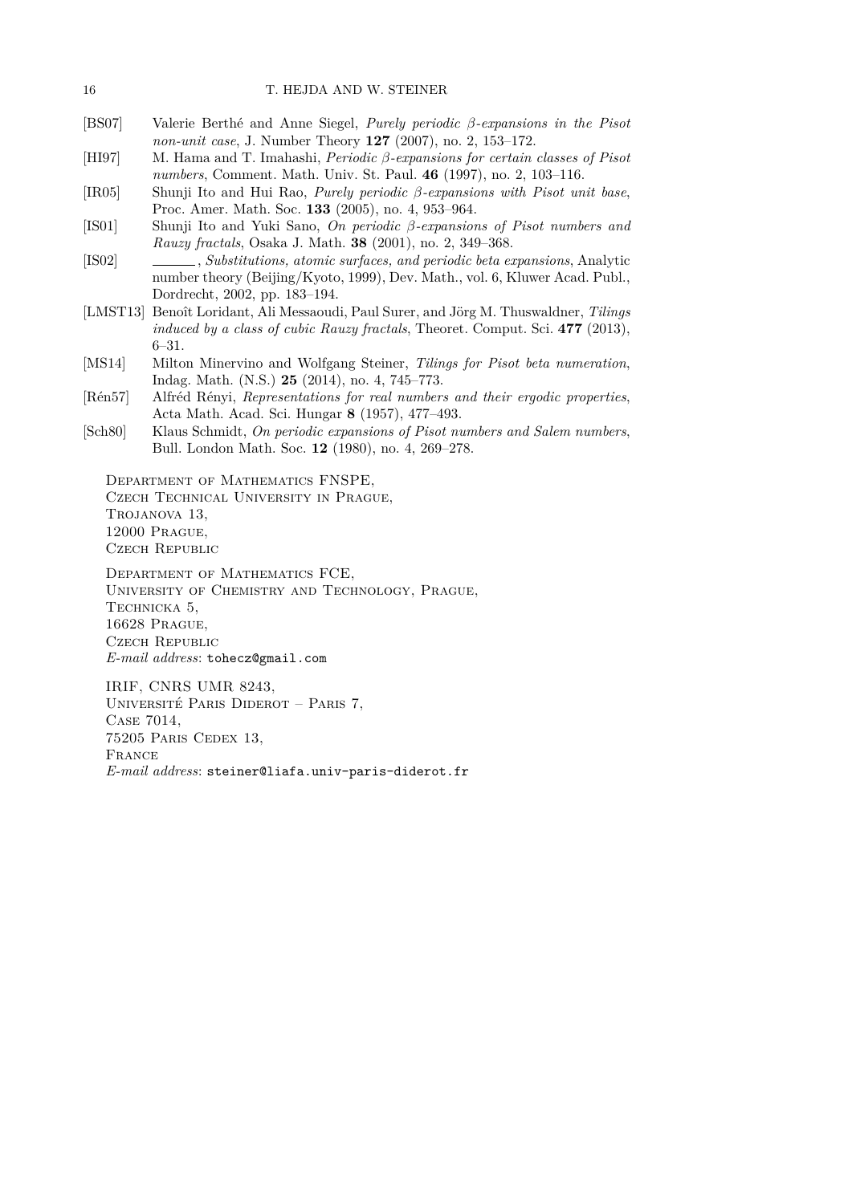[BS07] Valerie Berthé and Anne Siegel, *Purely periodic $\beta$-expansions in the Pisot non-unit case*, J. Number Theory **127** (2007), no. 2, 153–172.

[HI97] M. Hama and T. Imahashi, *Periodic $\beta$-expansions for certain classes of Pisot numbers*, Comment. Math. Univ. St. Paul. **46** (1997), no. 2, 103–116.

[IR05] Shunji Ito and Hui Rao, *Purely periodic $\beta$-expansions with Pisot unit base*, Proc. Amer. Math. Soc. **133** (2005), no. 4, 953–964.

[IS01] Shunji Ito and Yuki Sano, *On periodic $\beta$-expansions of Pisot numbers and Rauzy fractals*, Osaka J. Math. **38** (2001), no. 2, 349–368.

[IS02] ______, *Substitutions, atomic surfaces, and periodic beta expansions*, Analytic number theory (Beijing/Kyoto, 1999), Dev. Math., vol. 6, Kluwer Acad. Publ., Dordrecht, 2002, pp. 183–194.

[LMST13] Benoît Loridant, Ali Messaoudi, Paul Surer, and Jörg M. Thuswaldner, *Tilings induced by a class of cubic Rauzy fractals*, Theoret. Comput. Sci. **477** (2013), 6–31.

[MS14] Milton Minervino and Wolfgang Steiner, *Tilings for Pisot beta numeration*, Indag. Math. (N.S.) **25** (2014), no. 4, 745–773.

[Rén57] Alfréd Rényi, *Representations for real numbers and their ergodic properties*, Acta Math. Acad. Sci. Hungar **8** (1957), 477–493.

[Sch80] Klaus Schmidt, *On periodic expansions of Pisot numbers and Salem numbers*, Bull. London Math. Soc. **12** (1980), no. 4, 269–278.

Department of Mathematics FNSPE,
Czech Technical University in Prague,
Trojanova 13,
12000 Prague,
Czech Republic

Department of Mathematics FCE,
University of Chemistry and Technology, Prague,
Technicka 5,
16628 Prague,
Czech Republic
*E-mail address*: tohecz@gmail.com

IRIF, CNRS UMR 8243,
Université Paris Diderot – Paris 7,
Case 7014,
75205 Paris Cedex 13,
France
*E-mail address*: steiner@liafa.univ-paris-diderot.fr